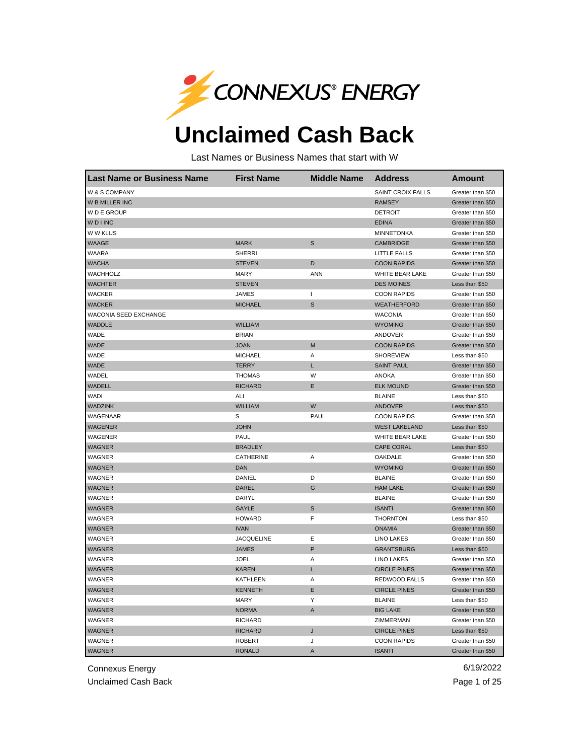CONNEXUS® ENERGY

# Unclaimed Cash Back

Last Names or Business Names that start with W

| Last Name or Business Name | First Name | Middle Name | Address | Amount |
|---|---|---|---|---|
| W & S COMPANY | | | SAINT CROIX FALLS | Greater than $50 |
| W B MILLER INC | | | RAMSEY | Greater than $50 |
| W D E GROUP | | | DETROIT | Greater than $50 |
| W D I INC | | | EDINA | Greater than $50 |
| W W KLUS | | | MINNETONKA | Greater than $50 |
| WAAGE | MARK | S | CAMBRIDGE | Greater than $50 |
| WAARA | SHERRI | | LITTLE FALLS | Greater than $50 |
| WACHA | STEVEN | D | COON RAPIDS | Greater than $50 |
| WACHHOLZ | MARY | ANN | WHITE BEAR LAKE | Greater than $50 |
| WACHTER | STEVEN | | DES MOINES | Less than $50 |
| WACKER | JAMES | I | COON RAPIDS | Greater than $50 |
| WACKER | MICHAEL | S | WEATHERFORD | Greater than $50 |
| WACONIA SEED EXCHANGE | | | WACONIA | Greater than $50 |
| WADDLE | WILLIAM | | WYOMING | Greater than $50 |
| WADE | BRIAN | | ANDOVER | Greater than $50 |
| WADE | JOAN | M | COON RAPIDS | Greater than $50 |
| WADE | MICHAEL | A | SHOREVIEW | Less than $50 |
| WADE | TERRY | L | SAINT PAUL | Greater than $50 |
| WADEL | THOMAS | W | ANOKA | Greater than $50 |
| WADELL | RICHARD | E | ELK MOUND | Greater than $50 |
| WADI | ALI | | BLAINE | Less than $50 |
| WADZINK | WILLIAM | W | ANDOVER | Less than $50 |
| WAGENAAR | S | PAUL | COON RAPIDS | Greater than $50 |
| WAGENER | JOHN | | WEST LAKELAND | Less than $50 |
| WAGENER | PAUL | | WHITE BEAR LAKE | Greater than $50 |
| WAGNER | BRADLEY | | CAPE CORAL | Less than $50 |
| WAGNER | CATHERINE | A | OAKDALE | Greater than $50 |
| WAGNER | DAN | | WYOMING | Greater than $50 |
| WAGNER | DANIEL | D | BLAINE | Greater than $50 |
| WAGNER | DAREL | G | HAM LAKE | Greater than $50 |
| WAGNER | DARYL | | BLAINE | Greater than $50 |
| WAGNER | GAYLE | S | ISANTI | Greater than $50 |
| WAGNER | HOWARD | F | THORNTON | Less than $50 |
| WAGNER | IVAN | | ONAMIA | Greater than $50 |
| WAGNER | JACQUELINE | E | LINO LAKES | Greater than $50 |
| WAGNER | JAMES | P | GRANTSBURG | Less than $50 |
| WAGNER | JOEL | A | LINO LAKES | Greater than $50 |
| WAGNER | KAREN | L | CIRCLE PINES | Greater than $50 |
| WAGNER | KATHLEEN | A | REDWOOD FALLS | Greater than $50 |
| WAGNER | KENNETH | E | CIRCLE PINES | Greater than $50 |
| WAGNER | MARY | Y | BLAINE | Less than $50 |
| WAGNER | NORMA | A | BIG LAKE | Greater than $50 |
| WAGNER | RICHARD | | ZIMMERMAN | Greater than $50 |
| WAGNER | RICHARD | J | CIRCLE PINES | Less than $50 |
| WAGNER | ROBERT | J | COON RAPIDS | Greater than $50 |
| WAGNER | RONALD | A | ISANTI | Greater than $50 |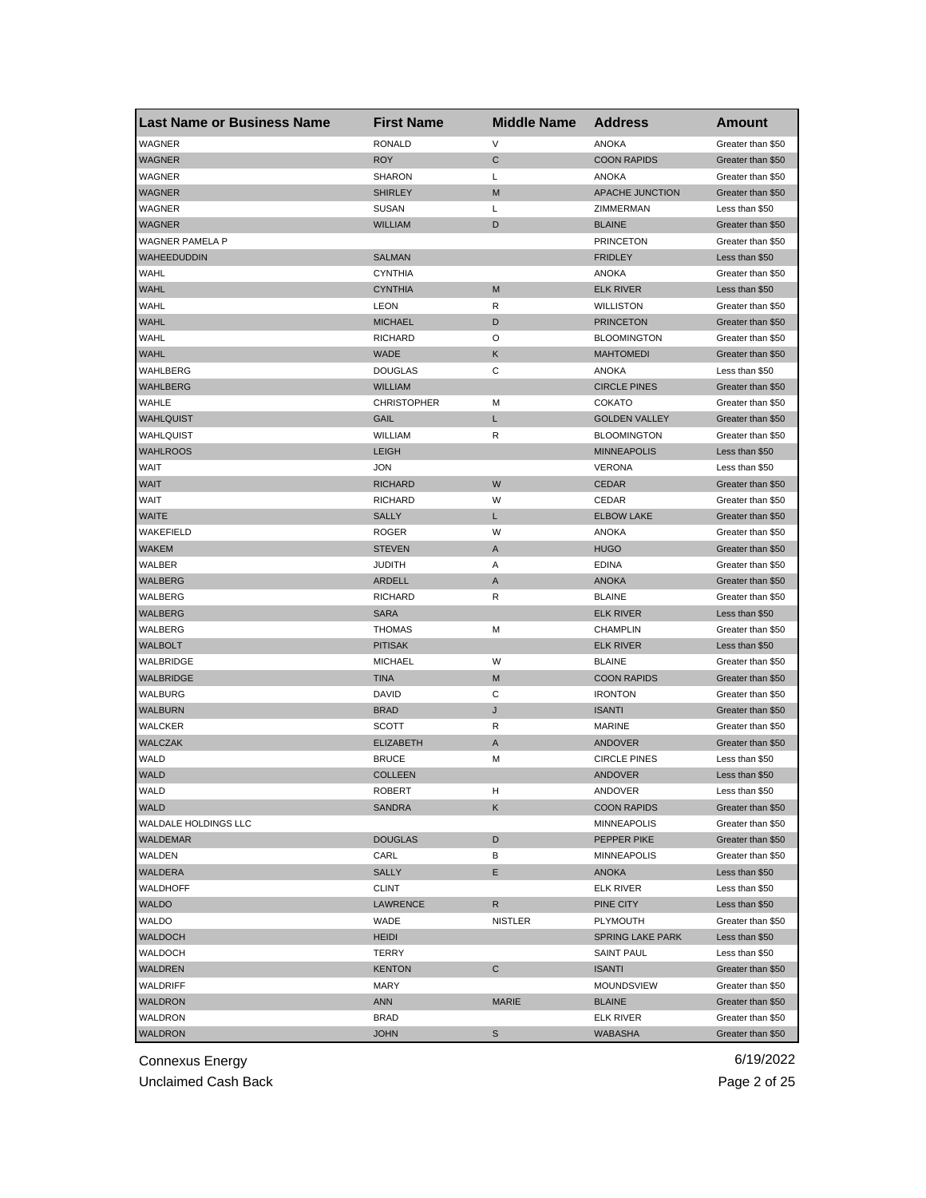| Last Name or Business Name | First Name | Middle Name | Address | Amount |
|---|---|---|---|---|
| WAGNER | RONALD | V | ANOKA | Greater than $50 |
| WAGNER | ROY | C | COON RAPIDS | Greater than $50 |
| WAGNER | SHARON | L | ANOKA | Greater than $50 |
| WAGNER | SHIRLEY | M | APACHE JUNCTION | Greater than $50 |
| WAGNER | SUSAN | L | ZIMMERMAN | Less than $50 |
| WAGNER | WILLIAM | D | BLAINE | Greater than $50 |
| WAGNER PAMELA P | | | PRINCETON | Greater than $50 |
| WAHEEDUDDIN | SALMAN | | FRIDLEY | Less than $50 |
| WAHL | CYNTHIA | | ANOKA | Greater than $50 |
| WAHL | CYNTHIA | M | ELK RIVER | Less than $50 |
| WAHL | LEON | R | WILLISTON | Greater than $50 |
| WAHL | MICHAEL | D | PRINCETON | Greater than $50 |
| WAHL | RICHARD | O | BLOOMINGTON | Greater than $50 |
| WAHL | WADE | K | MAHTOMEDI | Greater than $50 |
| WAHLBERG | DOUGLAS | C | ANOKA | Less than $50 |
| WAHLBERG | WILLIAM | | CIRCLE PINES | Greater than $50 |
| WAHLE | CHRISTOPHER | M | COKATO | Greater than $50 |
| WAHLQUIST | GAIL | L | GOLDEN VALLEY | Greater than $50 |
| WAHLQUIST | WILLIAM | R | BLOOMINGTON | Greater than $50 |
| WAHLROOS | LEIGH | | MINNEAPOLIS | Less than $50 |
| WAIT | JON | | VERONA | Less than $50 |
| WAIT | RICHARD | W | CEDAR | Greater than $50 |
| WAIT | RICHARD | W | CEDAR | Greater than $50 |
| WAITE | SALLY | L | ELBOW LAKE | Greater than $50 |
| WAKEFIELD | ROGER | W | ANOKA | Greater than $50 |
| WAKEM | STEVEN | A | HUGO | Greater than $50 |
| WALBER | JUDITH | A | EDINA | Greater than $50 |
| WALBERG | ARDELL | A | ANOKA | Greater than $50 |
| WALBERG | RICHARD | R | BLAINE | Greater than $50 |
| WALBERG | SARA | | ELK RIVER | Less than $50 |
| WALBERG | THOMAS | M | CHAMPLIN | Greater than $50 |
| WALBOLT | PITISAK | | ELK RIVER | Less than $50 |
| WALBRIDGE | MICHAEL | W | BLAINE | Greater than $50 |
| WALBRIDGE | TINA | M | COON RAPIDS | Greater than $50 |
| WALBURG | DAVID | C | IRONTON | Greater than $50 |
| WALBURN | BRAD | J | ISANTI | Greater than $50 |
| WALCKER | SCOTT | R | MARINE | Greater than $50 |
| WALCZAK | ELIZABETH | A | ANDOVER | Greater than $50 |
| WALD | BRUCE | M | CIRCLE PINES | Less than $50 |
| WALD | COLLEEN | | ANDOVER | Less than $50 |
| WALD | ROBERT | H | ANDOVER | Less than $50 |
| WALD | SANDRA | K | COON RAPIDS | Greater than $50 |
| WALDALE HOLDINGS LLC | | | MINNEAPOLIS | Greater than $50 |
| WALDEMAR | DOUGLAS | D | PEPPER PIKE | Greater than $50 |
| WALDEN | CARL | B | MINNEAPOLIS | Greater than $50 |
| WALDERA | SALLY | E | ANOKA | Less than $50 |
| WALDHOFF | CLINT | | ELK RIVER | Less than $50 |
| WALDO | LAWRENCE | R | PINE CITY | Less than $50 |
| WALDO | WADE | NISTLER | PLYMOUTH | Greater than $50 |
| WALDOCH | HEIDI | | SPRING LAKE PARK | Less than $50 |
| WALDOCH | TERRY | | SAINT PAUL | Less than $50 |
| WALDREN | KENTON | C | ISANTI | Greater than $50 |
| WALDRIFF | MARY | | MOUNDSVIEW | Greater than $50 |
| WALDRON | ANN | MARIE | BLAINE | Greater than $50 |
| WALDRON | BRAD | | ELK RIVER | Greater than $50 |
| WALDRON | JOHN | S | WABASHA | Greater than $50 |

Connexus Energy
Unclaimed Cash Back

6/19/2022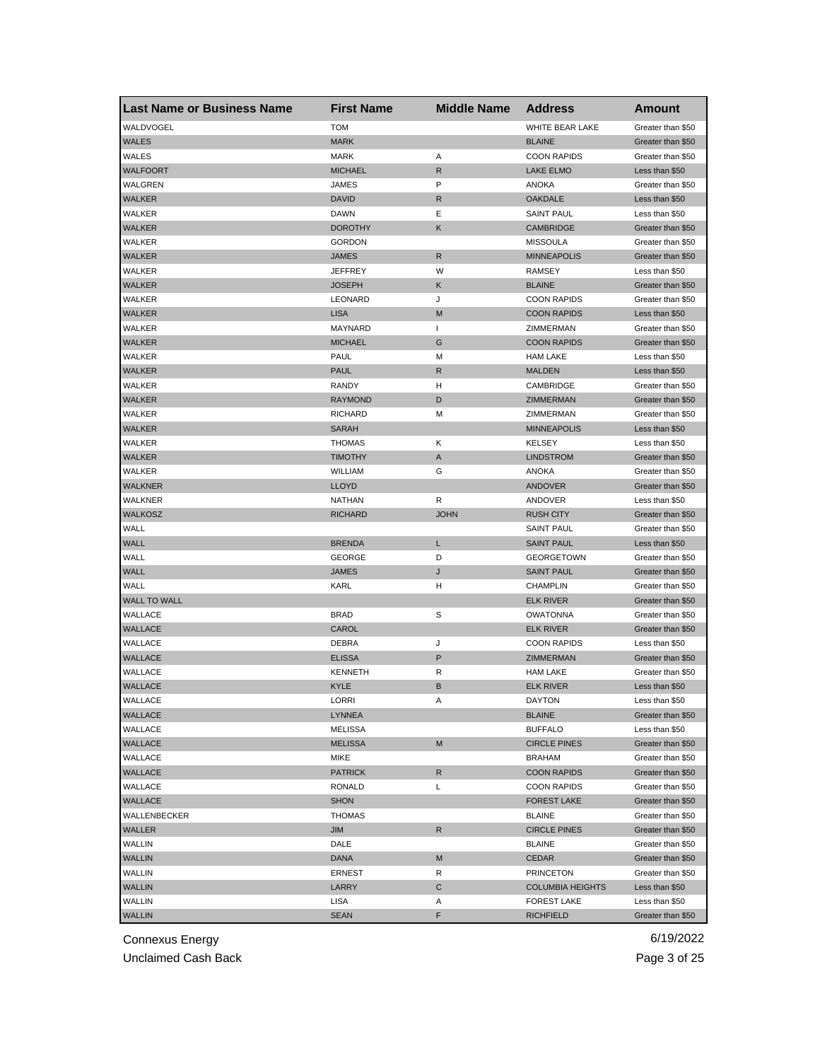| Last Name or Business Name | First Name | Middle Name | Address | Amount |
| --- | --- | --- | --- | --- |
| WALDVOGEL | TOM | | WHITE BEAR LAKE | Greater than $50 |
| WALES | MARK | | BLAINE | Greater than $50 |
| WALES | MARK | A | COON RAPIDS | Greater than $50 |
| WALFOORT | MICHAEL | R | LAKE ELMO | Less than $50 |
| WALGREN | JAMES | P | ANOKA | Greater than $50 |
| WALKER | DAVID | R | OAKDALE | Less than $50 |
| WALKER | DAWN | E | SAINT PAUL | Less than $50 |
| WALKER | DOROTHY | K | CAMBRIDGE | Greater than $50 |
| WALKER | GORDON | | MISSOULA | Greater than $50 |
| WALKER | JAMES | R | MINNEAPOLIS | Greater than $50 |
| WALKER | JEFFREY | W | RAMSEY | Less than $50 |
| WALKER | JOSEPH | K | BLAINE | Greater than $50 |
| WALKER | LEONARD | J | COON RAPIDS | Greater than $50 |
| WALKER | LISA | M | COON RAPIDS | Less than $50 |
| WALKER | MAYNARD | I | ZIMMERMAN | Greater than $50 |
| WALKER | MICHAEL | G | COON RAPIDS | Greater than $50 |
| WALKER | PAUL | M | HAM LAKE | Less than $50 |
| WALKER | PAUL | R | MALDEN | Less than $50 |
| WALKER | RANDY | H | CAMBRIDGE | Greater than $50 |
| WALKER | RAYMOND | D | ZIMMERMAN | Greater than $50 |
| WALKER | RICHARD | M | ZIMMERMAN | Greater than $50 |
| WALKER | SARAH | | MINNEAPOLIS | Less than $50 |
| WALKER | THOMAS | K | KELSEY | Less than $50 |
| WALKER | TIMOTHY | A | LINDSTROM | Greater than $50 |
| WALKER | WILLIAM | G | ANOKA | Greater than $50 |
| WALKNER | LLOYD | | ANDOVER | Greater than $50 |
| WALKNER | NATHAN | R | ANDOVER | Less than $50 |
| WALKOSZ | RICHARD | JOHN | RUSH CITY | Greater than $50 |
| WALL | | | SAINT PAUL | Greater than $50 |
| WALL | BRENDA | L | SAINT PAUL | Less than $50 |
| WALL | GEORGE | D | GEORGETOWN | Greater than $50 |
| WALL | JAMES | J | SAINT PAUL | Greater than $50 |
| WALL | KARL | H | CHAMPLIN | Greater than $50 |
| WALL TO WALL | | | ELK RIVER | Greater than $50 |
| WALLACE | BRAD | S | OWATONNA | Greater than $50 |
| WALLACE | CAROL | | ELK RIVER | Greater than $50 |
| WALLACE | DEBRA | J | COON RAPIDS | Less than $50 |
| WALLACE | ELISSA | P | ZIMMERMAN | Greater than $50 |
| WALLACE | KENNETH | R | HAM LAKE | Greater than $50 |
| WALLACE | KYLE | B | ELK RIVER | Less than $50 |
| WALLACE | LORRI | A | DAYTON | Less than $50 |
| WALLACE | LYNNEA | | BLAINE | Greater than $50 |
| WALLACE | MELISSA | | BUFFALO | Less than $50 |
| WALLACE | MELISSA | M | CIRCLE PINES | Greater than $50 |
| WALLACE | MIKE | | BRAHAM | Greater than $50 |
| WALLACE | PATRICK | R | COON RAPIDS | Greater than $50 |
| WALLACE | RONALD | L | COON RAPIDS | Greater than $50 |
| WALLACE | SHON | | FOREST LAKE | Greater than $50 |
| WALLENBECKER | THOMAS | | BLAINE | Greater than $50 |
| WALLER | JIM | R | CIRCLE PINES | Greater than $50 |
| WALLIN | DALE | | BLAINE | Greater than $50 |
| WALLIN | DANA | M | CEDAR | Greater than $50 |
| WALLIN | ERNEST | R | PRINCETON | Greater than $50 |
| WALLIN | LARRY | C | COLUMBIA HEIGHTS | Less than $50 |
| WALLIN | LISA | A | FOREST LAKE | Less than $50 |
| WALLIN | SEAN | F | RICHFIELD | Greater than $50 |

Connexus Energy 6/19/2022

Unclaimed Cash Back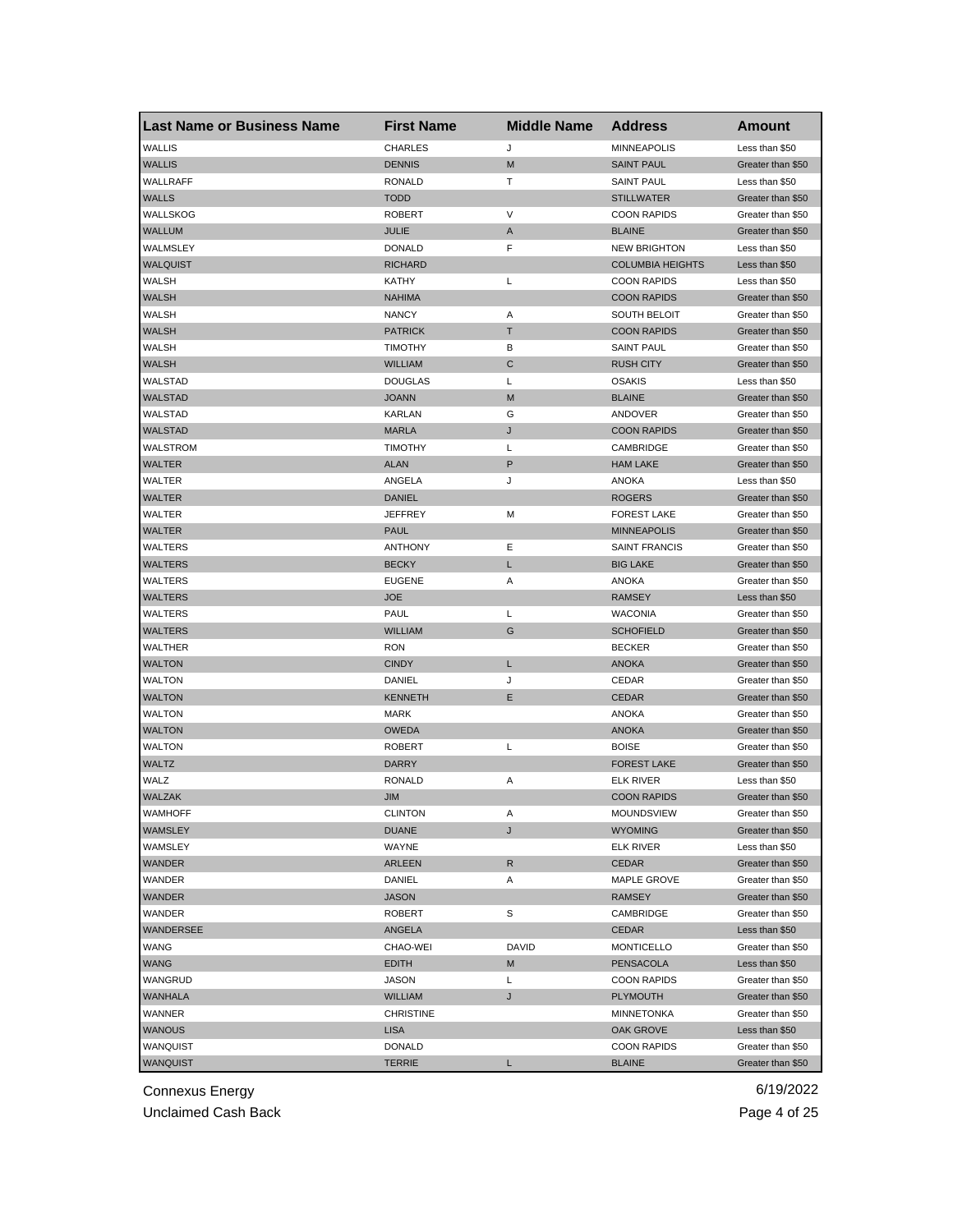| Last Name or Business Name | First Name | Middle Name | Address | Amount |
|---|---|---|---|---|
| WALLIS | CHARLES | J | MINNEAPOLIS | Less than $50 |
| WALLIS | DENNIS | M | SAINT PAUL | Greater than $50 |
| WALLRAFF | RONALD | T | SAINT PAUL | Less than $50 |
| WALLS | TODD | | STILLWATER | Greater than $50 |
| WALLSKOG | ROBERT | V | COON RAPIDS | Greater than $50 |
| WALLUM | JULIE | A | BLAINE | Greater than $50 |
| WALMSLEY | DONALD | F | NEW BRIGHTON | Less than $50 |
| WALQUIST | RICHARD | | COLUMBIA HEIGHTS | Less than $50 |
| WALSH | KATHY | L | COON RAPIDS | Less than $50 |
| WALSH | NAHIMA | | COON RAPIDS | Greater than $50 |
| WALSH | NANCY | A | SOUTH BELOIT | Greater than $50 |
| WALSH | PATRICK | T | COON RAPIDS | Greater than $50 |
| WALSH | TIMOTHY | B | SAINT PAUL | Greater than $50 |
| WALSH | WILLIAM | C | RUSH CITY | Greater than $50 |
| WALSTAD | DOUGLAS | L | OSAKIS | Less than $50 |
| WALSTAD | JOANN | M | BLAINE | Greater than $50 |
| WALSTAD | KARLAN | G | ANDOVER | Greater than $50 |
| WALSTAD | MARLA | J | COON RAPIDS | Greater than $50 |
| WALSTROM | TIMOTHY | L | CAMBRIDGE | Greater than $50 |
| WALTER | ALAN | P | HAM LAKE | Greater than $50 |
| WALTER | ANGELA | J | ANOKA | Less than $50 |
| WALTER | DANIEL | | ROGERS | Greater than $50 |
| WALTER | JEFFREY | M | FOREST LAKE | Greater than $50 |
| WALTER | PAUL | | MINNEAPOLIS | Greater than $50 |
| WALTERS | ANTHONY | E | SAINT FRANCIS | Greater than $50 |
| WALTERS | BECKY | L | BIG LAKE | Greater than $50 |
| WALTERS | EUGENE | A | ANOKA | Greater than $50 |
| WALTERS | JOE | | RAMSEY | Less than $50 |
| WALTERS | PAUL | L | WACONIA | Greater than $50 |
| WALTERS | WILLIAM | G | SCHOFIELD | Greater than $50 |
| WALTHER | RON | | BECKER | Greater than $50 |
| WALTON | CINDY | L | ANOKA | Greater than $50 |
| WALTON | DANIEL | J | CEDAR | Greater than $50 |
| WALTON | KENNETH | E | CEDAR | Greater than $50 |
| WALTON | MARK | | ANOKA | Greater than $50 |
| WALTON | OWEDA | | ANOKA | Greater than $50 |
| WALTON | ROBERT | L | BOISE | Greater than $50 |
| WALTZ | DARRY | | FOREST LAKE | Greater than $50 |
| WALZ | RONALD | A | ELK RIVER | Less than $50 |
| WALZAK | JIM | | COON RAPIDS | Greater than $50 |
| WAMHOFF | CLINTON | A | MOUNDSVIEW | Greater than $50 |
| WAMSLEY | DUANE | J | WYOMING | Greater than $50 |
| WAMSLEY | WAYNE | | ELK RIVER | Less than $50 |
| WANDER | ARLEEN | R | CEDAR | Greater than $50 |
| WANDER | DANIEL | A | MAPLE GROVE | Greater than $50 |
| WANDER | JASON | | RAMSEY | Greater than $50 |
| WANDER | ROBERT | S | CAMBRIDGE | Greater than $50 |
| WANDERSEE | ANGELA | | CEDAR | Less than $50 |
| WANG | CHAO-WEI | DAVID | MONTICELLO | Greater than $50 |
| WANG | EDITH | M | PENSACOLA | Less than $50 |
| WANGRUD | JASON | L | COON RAPIDS | Greater than $50 |
| WANHALA | WILLIAM | J | PLYMOUTH | Greater than $50 |
| WANNER | CHRISTINE | | MINNETONKA | Greater than $50 |
| WANOUS | LISA | | OAK GROVE | Less than $50 |
| WANQUIST | DONALD | | COON RAPIDS | Greater than $50 |
| WANQUIST | TERRIE | L | BLAINE | Greater than $50 |

Connexus Energy
Unclaimed Cash Back
6/19/2022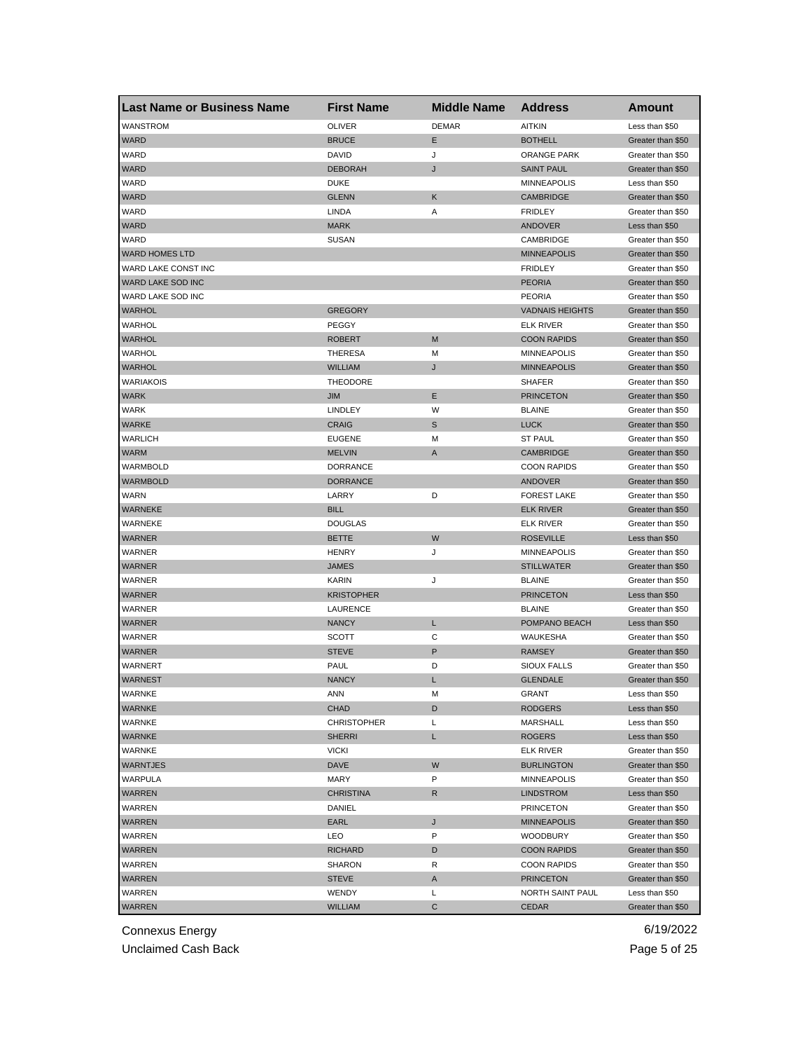| Last Name or Business Name | First Name | Middle Name | Address | Amount |
|---|---|---|---|---|
| WANSTROM | OLIVER | DEMAR | AITKIN | Less than $50 |
| WARD | BRUCE | E | BOTHELL | Greater than $50 |
| WARD | DAVID | J | ORANGE PARK | Greater than $50 |
| WARD | DEBORAH | J | SAINT PAUL | Greater than $50 |
| WARD | DUKE | | MINNEAPOLIS | Less than $50 |
| WARD | GLENN | K | CAMBRIDGE | Greater than $50 |
| WARD | LINDA | A | FRIDLEY | Greater than $50 |
| WARD | MARK | | ANDOVER | Less than $50 |
| WARD | SUSAN | | CAMBRIDGE | Greater than $50 |
| WARD HOMES LTD | | | MINNEAPOLIS | Greater than $50 |
| WARD LAKE CONST INC | | | FRIDLEY | Greater than $50 |
| WARD LAKE SOD INC | | | PEORIA | Greater than $50 |
| WARD LAKE SOD INC | | | PEORIA | Greater than $50 |
| WARHOL | GREGORY | | VADNAIS HEIGHTS | Greater than $50 |
| WARHOL | PEGGY | | ELK RIVER | Greater than $50 |
| WARHOL | ROBERT | M | COON RAPIDS | Greater than $50 |
| WARHOL | THERESA | M | MINNEAPOLIS | Greater than $50 |
| WARHOL | WILLIAM | J | MINNEAPOLIS | Greater than $50 |
| WARIAKOIS | THEODORE | | SHAFER | Greater than $50 |
| WARK | JIM | E | PRINCETON | Greater than $50 |
| WARK | LINDLEY | W | BLAINE | Greater than $50 |
| WARKE | CRAIG | S | LUCK | Greater than $50 |
| WARLICH | EUGENE | M | ST PAUL | Greater than $50 |
| WARM | MELVIN | A | CAMBRIDGE | Greater than $50 |
| WARMBOLD | DORRANCE | | COON RAPIDS | Greater than $50 |
| WARMBOLD | DORRANCE | | ANDOVER | Greater than $50 |
| WARN | LARRY | D | FOREST LAKE | Greater than $50 |
| WARNEKE | BILL | | ELK RIVER | Greater than $50 |
| WARNEKE | DOUGLAS | | ELK RIVER | Greater than $50 |
| WARNER | BETTE | W | ROSEVILLE | Less than $50 |
| WARNER | HENRY | J | MINNEAPOLIS | Greater than $50 |
| WARNER | JAMES | | STILLWATER | Greater than $50 |
| WARNER | KARIN | J | BLAINE | Greater than $50 |
| WARNER | KRISTOPHER | | PRINCETON | Less than $50 |
| WARNER | LAURENCE | | BLAINE | Greater than $50 |
| WARNER | NANCY | L | POMPANO BEACH | Less than $50 |
| WARNER | SCOTT | C | WAUKESHA | Greater than $50 |
| WARNER | STEVE | P | RAMSEY | Greater than $50 |
| WARNERT | PAUL | D | SIOUX FALLS | Greater than $50 |
| WARNEST | NANCY | L | GLENDALE | Greater than $50 |
| WARNKE | ANN | M | GRANT | Less than $50 |
| WARNKE | CHAD | D | RODGERS | Less than $50 |
| WARNKE | CHRISTOPHER | L | MARSHALL | Less than $50 |
| WARNKE | SHERRI | L | ROGERS | Less than $50 |
| WARNKE | VICKI | | ELK RIVER | Greater than $50 |
| WARNTJES | DAVE | W | BURLINGTON | Greater than $50 |
| WARPULA | MARY | P | MINNEAPOLIS | Greater than $50 |
| WARREN | CHRISTINA | R | LINDSTROM | Less than $50 |
| WARREN | DANIEL | | PRINCETON | Greater than $50 |
| WARREN | EARL | J | MINNEAPOLIS | Greater than $50 |
| WARREN | LEO | P | WOODBURY | Greater than $50 |
| WARREN | RICHARD | D | COON RAPIDS | Greater than $50 |
| WARREN | SHARON | R | COON RAPIDS | Greater than $50 |
| WARREN | STEVE | A | PRINCETON | Greater than $50 |
| WARREN | WENDY | L | NORTH SAINT PAUL | Less than $50 |
| WARREN | WILLIAM | C | CEDAR | Greater than $50 |

Connexus Energy
Unclaimed Cash Back

6/19/2022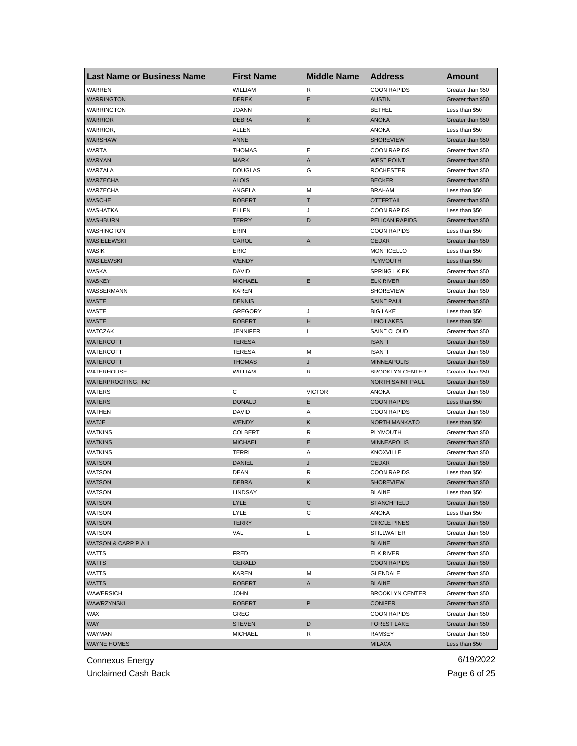| Last Name or Business Name | First Name | Middle Name | Address | Amount |
| --- | --- | --- | --- | --- |
| WARREN | WILLIAM | R | COON RAPIDS | Greater than $50 |
| WARRINGTON | DEREK | E | AUSTIN | Greater than $50 |
| WARRINGTON | JOANN | | BETHEL | Less than $50 |
| WARRIOR | DEBRA | K | ANOKA | Greater than $50 |
| WARRIOR, | ALLEN | | ANOKA | Less than $50 |
| WARSHAW | ANNE | | SHOREVIEW | Greater than $50 |
| WARTA | THOMAS | E | COON RAPIDS | Greater than $50 |
| WARYAN | MARK | A | WEST POINT | Greater than $50 |
| WARZALA | DOUGLAS | G | ROCHESTER | Greater than $50 |
| WARZECHA | ALOIS | | BECKER | Greater than $50 |
| WARZECHA | ANGELA | M | BRAHAM | Less than $50 |
| WASCHE | ROBERT | T | OTTERTAIL | Greater than $50 |
| WASHATKA | ELLEN | J | COON RAPIDS | Less than $50 |
| WASHBURN | TERRY | D | PELICAN RAPIDS | Greater than $50 |
| WASHINGTON | ERIN | | COON RAPIDS | Less than $50 |
| WASIELEWSKI | CAROL | A | CEDAR | Greater than $50 |
| WASIK | ERIC | | MONTICELLO | Less than $50 |
| WASILEWSKI | WENDY | | PLYMOUTH | Less than $50 |
| WASKA | DAVID | | SPRING LK PK | Greater than $50 |
| WASKEY | MICHAEL | E | ELK RIVER | Greater than $50 |
| WASSERMANN | KAREN | | SHOREVIEW | Greater than $50 |
| WASTE | DENNIS | | SAINT PAUL | Greater than $50 |
| WASTE | GREGORY | J | BIG LAKE | Less than $50 |
| WASTE | ROBERT | H | LINO LAKES | Less than $50 |
| WATCZAK | JENNIFER | L | SAINT CLOUD | Greater than $50 |
| WATERCOTT | TERESA | | ISANTI | Greater than $50 |
| WATERCOTT | TERESA | M | ISANTI | Greater than $50 |
| WATERCOTT | THOMAS | J | MINNEAPOLIS | Greater than $50 |
| WATERHOUSE | WILLIAM | R | BROOKLYN CENTER | Greater than $50 |
| WATERPROOFING, INC | | | NORTH SAINT PAUL | Greater than $50 |
| WATERS | C | VICTOR | ANOKA | Greater than $50 |
| WATERS | DONALD | E | COON RAPIDS | Less than $50 |
| WATHEN | DAVID | A | COON RAPIDS | Greater than $50 |
| WATJE | WENDY | K | NORTH MANKATO | Less than $50 |
| WATKINS | COLBERT | R | PLYMOUTH | Greater than $50 |
| WATKINS | MICHAEL | E | MINNEAPOLIS | Greater than $50 |
| WATKINS | TERRI | A | KNOXVILLE | Greater than $50 |
| WATSON | DANIEL | J | CEDAR | Greater than $50 |
| WATSON | DEAN | R | COON RAPIDS | Less than $50 |
| WATSON | DEBRA | K | SHOREVIEW | Greater than $50 |
| WATSON | LINDSAY | | BLAINE | Less than $50 |
| WATSON | LYLE | C | STANCHFIELD | Greater than $50 |
| WATSON | LYLE | C | ANOKA | Less than $50 |
| WATSON | TERRY | | CIRCLE PINES | Greater than $50 |
| WATSON | VAL | L | STILLWATER | Greater than $50 |
| WATSON & CARP P A II | | | BLAINE | Greater than $50 |
| WATTS | FRED | | ELK RIVER | Greater than $50 |
| WATTS | GERALD | | COON RAPIDS | Greater than $50 |
| WATTS | KAREN | M | GLENDALE | Greater than $50 |
| WATTS | ROBERT | A | BLAINE | Greater than $50 |
| WAWERSICH | JOHN | | BROOKLYN CENTER | Greater than $50 |
| WAWRZYNSKI | ROBERT | P | CONIFER | Greater than $50 |
| WAX | GREG | | COON RAPIDS | Greater than $50 |
| WAY | STEVEN | D | FOREST LAKE | Greater than $50 |
| WAYMAN | MICHAEL | R | RAMSEY | Greater than $50 |
| WAYNE HOMES | | | MILACA | Less than $50 |

Connexus Energy
Unclaimed Cash Back

6/19/2022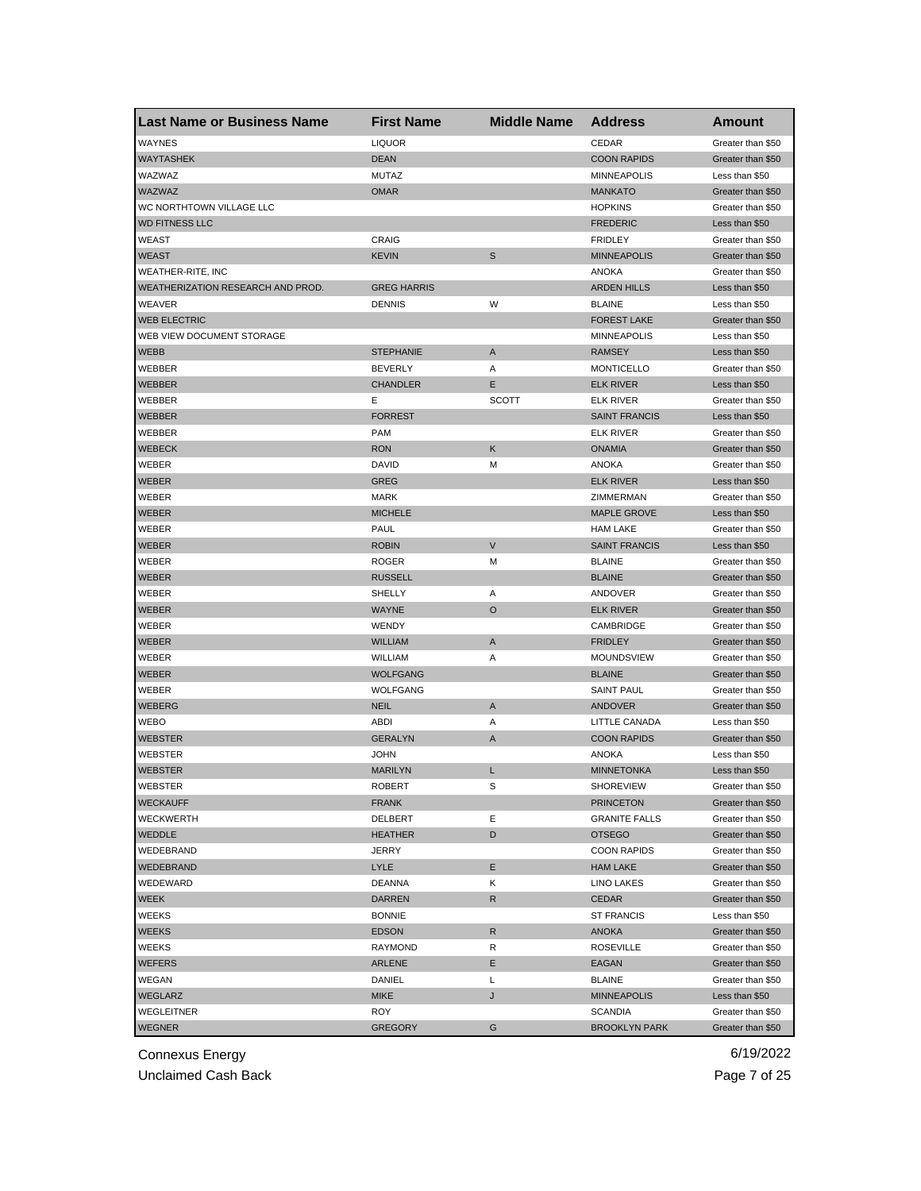| Last Name or Business Name | First Name | Middle Name | Address | Amount |
| --- | --- | --- | --- | --- |
| WAYNES | LIQUOR | | CEDAR | Greater than $50 |
| WAYTASHEK | DEAN | | COON RAPIDS | Greater than $50 |
| WAZWAZ | MUTAZ | | MINNEAPOLIS | Less than $50 |
| WAZWAZ | OMAR | | MANKATO | Greater than $50 |
| WC NORTHTOWN VILLAGE LLC | | | HOPKINS | Greater than $50 |
| WD FITNESS LLC | | | FREDERIC | Less than $50 |
| WEAST | CRAIG | | FRIDLEY | Greater than $50 |
| WEAST | KEVIN | S | MINNEAPOLIS | Greater than $50 |
| WEATHER-RITE, INC | | | ANOKA | Greater than $50 |
| WEATHERIZATION RESEARCH AND PROD. | GREG HARRIS | | ARDEN HILLS | Less than $50 |
| WEAVER | DENNIS | W | BLAINE | Less than $50 |
| WEB ELECTRIC | | | FOREST LAKE | Greater than $50 |
| WEB VIEW DOCUMENT STORAGE | | | MINNEAPOLIS | Less than $50 |
| WEBB | STEPHANIE | A | RAMSEY | Less than $50 |
| WEBBER | BEVERLY | A | MONTICELLO | Greater than $50 |
| WEBBER | CHANDLER | E | ELK RIVER | Less than $50 |
| WEBBER | E | SCOTT | ELK RIVER | Greater than $50 |
| WEBBER | FORREST | | SAINT FRANCIS | Less than $50 |
| WEBBER | PAM | | ELK RIVER | Greater than $50 |
| WEBECK | RON | K | ONAMIA | Greater than $50 |
| WEBER | DAVID | M | ANOKA | Greater than $50 |
| WEBER | GREG | | ELK RIVER | Less than $50 |
| WEBER | MARK | | ZIMMERMAN | Greater than $50 |
| WEBER | MICHELE | | MAPLE GROVE | Less than $50 |
| WEBER | PAUL | | HAM LAKE | Greater than $50 |
| WEBER | ROBIN | V | SAINT FRANCIS | Less than $50 |
| WEBER | ROGER | M | BLAINE | Greater than $50 |
| WEBER | RUSSELL | | BLAINE | Greater than $50 |
| WEBER | SHELLY | A | ANDOVER | Greater than $50 |
| WEBER | WAYNE | O | ELK RIVER | Greater than $50 |
| WEBER | WENDY | | CAMBRIDGE | Greater than $50 |
| WEBER | WILLIAM | A | FRIDLEY | Greater than $50 |
| WEBER | WILLIAM | A | MOUNDSVIEW | Greater than $50 |
| WEBER | WOLFGANG | | BLAINE | Greater than $50 |
| WEBER | WOLFGANG | | SAINT PAUL | Greater than $50 |
| WEBERG | NEIL | A | ANDOVER | Greater than $50 |
| WEBO | ABDI | A | LITTLE CANADA | Less than $50 |
| WEBSTER | GERALYN | A | COON RAPIDS | Greater than $50 |
| WEBSTER | JOHN | | ANOKA | Less than $50 |
| WEBSTER | MARILYN | L | MINNETONKA | Less than $50 |
| WEBSTER | ROBERT | S | SHOREVIEW | Greater than $50 |
| WECKAUFF | FRANK | | PRINCETON | Greater than $50 |
| WECKWERTH | DELBERT | E | GRANITE FALLS | Greater than $50 |
| WEDDLE | HEATHER | D | OTSEGO | Greater than $50 |
| WEDEBRAND | JERRY | | COON RAPIDS | Greater than $50 |
| WEDEBRAND | LYLE | E | HAM LAKE | Greater than $50 |
| WEDEWARD | DEANNA | K | LINO LAKES | Greater than $50 |
| WEEK | DARREN | R | CEDAR | Greater than $50 |
| WEEKS | BONNIE | | ST FRANCIS | Less than $50 |
| WEEKS | EDSON | R | ANOKA | Greater than $50 |
| WEEKS | RAYMOND | R | ROSEVILLE | Greater than $50 |
| WEFERS | ARLENE | E | EAGAN | Greater than $50 |
| WEGAN | DANIEL | L | BLAINE | Greater than $50 |
| WEGLARZ | MIKE | J | MINNEAPOLIS | Less than $50 |
| WEGLEITNER | ROY | | SCANDIA | Greater than $50 |
| WEGNER | GREGORY | G | BROOKLYN PARK | Greater than $50 |

Connexus Energy
Unclaimed Cash Back

6/19/2022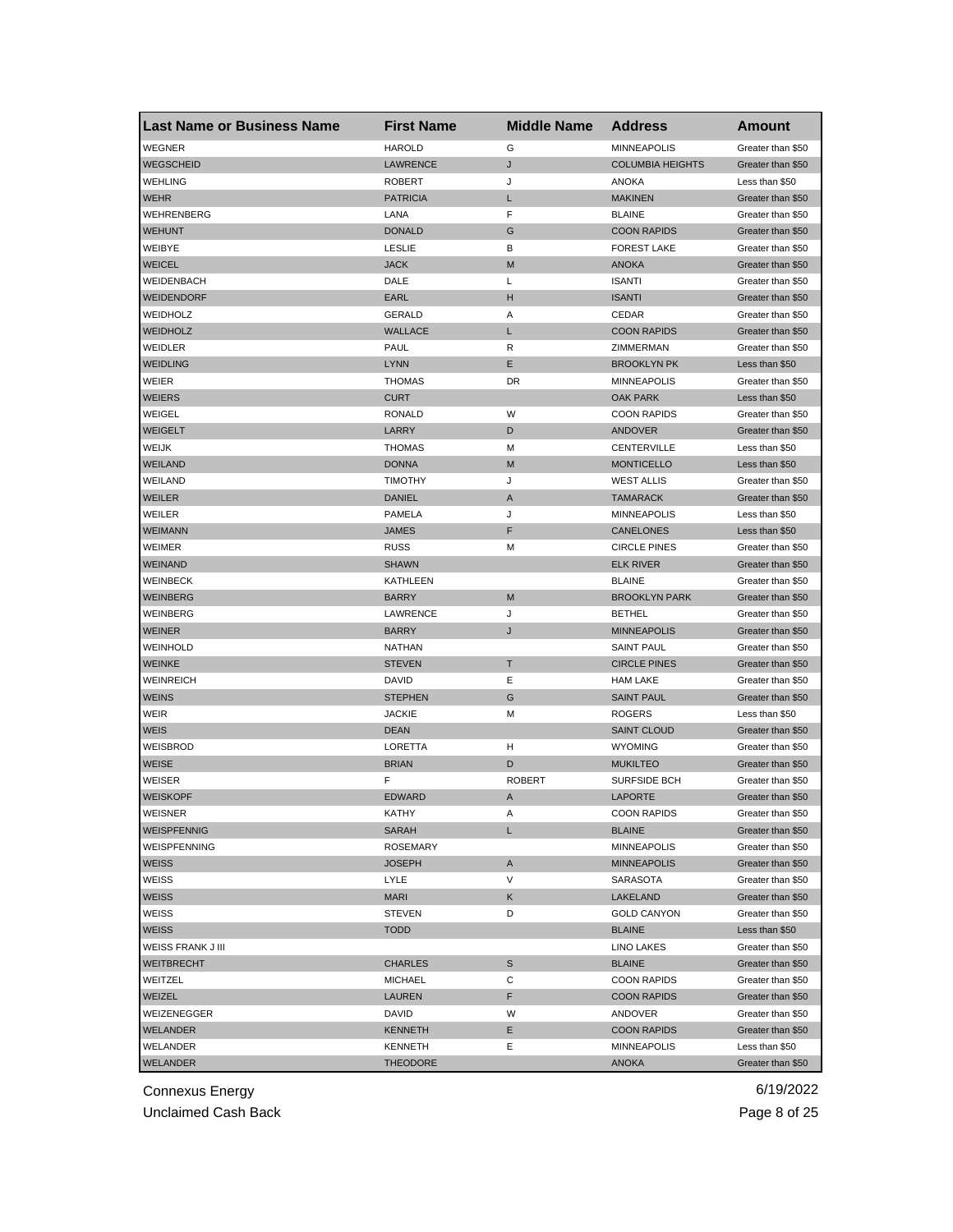| Last Name or Business Name | First Name | Middle Name | Address | Amount |
|---|---|---|---|---|
| WEGNER | HAROLD | G | MINNEAPOLIS | Greater than $50 |
| WEGSCHEID | LAWRENCE | J | COLUMBIA HEIGHTS | Greater than $50 |
| WEHLING | ROBERT | J | ANOKA | Less than $50 |
| WEHR | PATRICIA | L | MAKINEN | Greater than $50 |
| WEHRENBERG | LANA | F | BLAINE | Greater than $50 |
| WEHUNT | DONALD | G | COON RAPIDS | Greater than $50 |
| WEIBYE | LESLIE | B | FOREST LAKE | Greater than $50 |
| WEICEL | JACK | M | ANOKA | Greater than $50 |
| WEIDENBACH | DALE | L | ISANTI | Greater than $50 |
| WEIDENDORF | EARL | H | ISANTI | Greater than $50 |
| WEIDHOLZ | GERALD | A | CEDAR | Greater than $50 |
| WEIDHOLZ | WALLACE | L | COON RAPIDS | Greater than $50 |
| WEIDLER | PAUL | R | ZIMMERMAN | Greater than $50 |
| WEIDLING | LYNN | E | BROOKLYN PK | Less than $50 |
| WEIER | THOMAS | DR | MINNEAPOLIS | Greater than $50 |
| WEIERS | CURT | | OAK PARK | Less than $50 |
| WEIGEL | RONALD | W | COON RAPIDS | Greater than $50 |
| WEIGELT | LARRY | D | ANDOVER | Greater than $50 |
| WEIJK | THOMAS | M | CENTERVILLE | Less than $50 |
| WEILAND | DONNA | M | MONTICELLO | Less than $50 |
| WEILAND | TIMOTHY | J | WEST ALLIS | Greater than $50 |
| WEILER | DANIEL | A | TAMARACK | Greater than $50 |
| WEILER | PAMELA | J | MINNEAPOLIS | Less than $50 |
| WEIMANN | JAMES | F | CANELONES | Less than $50 |
| WEIMER | RUSS | M | CIRCLE PINES | Greater than $50 |
| WEINAND | SHAWN | | ELK RIVER | Greater than $50 |
| WEINBECK | KATHLEEN | | BLAINE | Greater than $50 |
| WEINBERG | BARRY | M | BROOKLYN PARK | Greater than $50 |
| WEINBERG | LAWRENCE | J | BETHEL | Greater than $50 |
| WEINER | BARRY | J | MINNEAPOLIS | Greater than $50 |
| WEINHOLD | NATHAN | | SAINT PAUL | Greater than $50 |
| WEINKE | STEVEN | T | CIRCLE PINES | Greater than $50 |
| WEINREICH | DAVID | E | HAM LAKE | Greater than $50 |
| WEINS | STEPHEN | G | SAINT PAUL | Greater than $50 |
| WEIR | JACKIE | M | ROGERS | Less than $50 |
| WEIS | DEAN | | SAINT CLOUD | Greater than $50 |
| WEISBROD | LORETTA | H | WYOMING | Greater than $50 |
| WEISE | BRIAN | D | MUKILTEO | Greater than $50 |
| WEISER | F | ROBERT | SURFSIDE BCH | Greater than $50 |
| WEISKOPF | EDWARD | A | LAPORTE | Greater than $50 |
| WEISNER | KATHY | A | COON RAPIDS | Greater than $50 |
| WEISPFENNIG | SARAH | L | BLAINE | Greater than $50 |
| WEISPFENNING | ROSEMARY | | MINNEAPOLIS | Greater than $50 |
| WEISS | JOSEPH | A | MINNEAPOLIS | Greater than $50 |
| WEISS | LYLE | V | SARASOTA | Greater than $50 |
| WEISS | MARI | K | LAKELAND | Greater than $50 |
| WEISS | STEVEN | D | GOLD CANYON | Greater than $50 |
| WEISS | TODD | | BLAINE | Less than $50 |
| WEISS FRANK J III | | | LINO LAKES | Greater than $50 |
| WEITBRECHT | CHARLES | S | BLAINE | Greater than $50 |
| WEITZEL | MICHAEL | C | COON RAPIDS | Greater than $50 |
| WEIZEL | LAUREN | F | COON RAPIDS | Greater than $50 |
| WEIZENEGGER | DAVID | W | ANDOVER | Greater than $50 |
| WELANDER | KENNETH | E | COON RAPIDS | Greater than $50 |
| WELANDER | KENNETH | E | MINNEAPOLIS | Less than $50 |
| WELANDER | THEODORE | | ANOKA | Greater than $50 |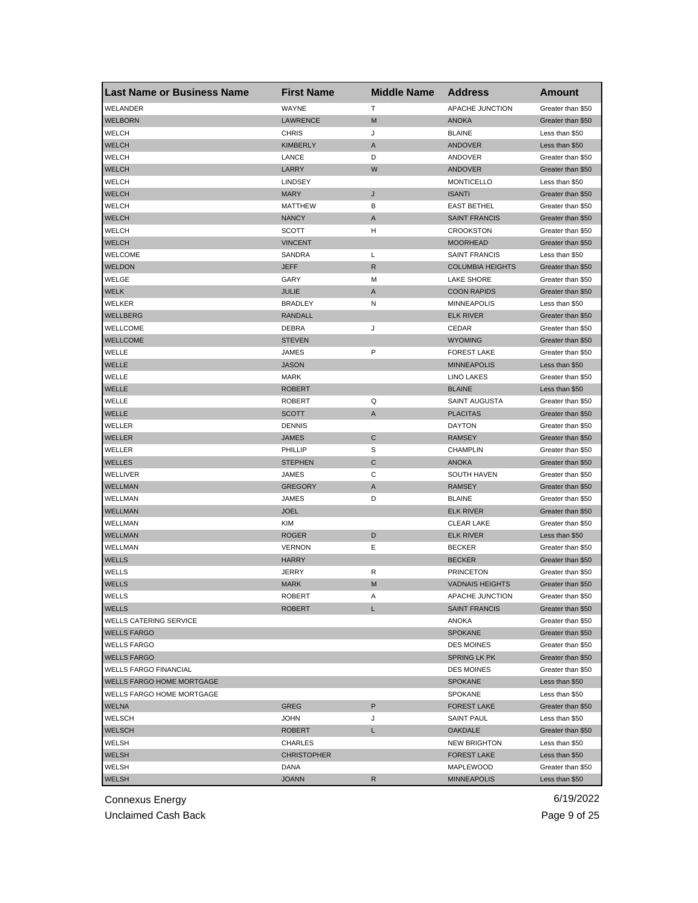| Last Name or Business Name | First Name | Middle Name | Address | Amount |
|---|---|---|---|---|
| WELANDER | WAYNE | T | APACHE JUNCTION | Greater than $50 |
| WELBORN | LAWRENCE | M | ANOKA | Greater than $50 |
| WELCH | CHRIS | J | BLAINE | Less than $50 |
| WELCH | KIMBERLY | A | ANDOVER | Less than $50 |
| WELCH | LANCE | D | ANDOVER | Greater than $50 |
| WELCH | LARRY | W | ANDOVER | Greater than $50 |
| WELCH | LINDSEY | | MONTICELLO | Less than $50 |
| WELCH | MARY | J | ISANTI | Greater than $50 |
| WELCH | MATTHEW | B | EAST BETHEL | Greater than $50 |
| WELCH | NANCY | A | SAINT FRANCIS | Greater than $50 |
| WELCH | SCOTT | H | CROOKSTON | Greater than $50 |
| WELCH | VINCENT | | MOORHEAD | Greater than $50 |
| WELCOME | SANDRA | L | SAINT FRANCIS | Less than $50 |
| WELDON | JEFF | R | COLUMBIA HEIGHTS | Greater than $50 |
| WELGE | GARY | M | LAKE SHORE | Greater than $50 |
| WELK | JULIE | A | COON RAPIDS | Greater than $50 |
| WELKER | BRADLEY | N | MINNEAPOLIS | Less than $50 |
| WELLBERG | RANDALL | | ELK RIVER | Greater than $50 |
| WELLCOME | DEBRA | J | CEDAR | Greater than $50 |
| WELLCOME | STEVEN | | WYOMING | Greater than $50 |
| WELLE | JAMES | P | FOREST LAKE | Greater than $50 |
| WELLE | JASON | | MINNEAPOLIS | Less than $50 |
| WELLE | MARK | | LINO LAKES | Greater than $50 |
| WELLE | ROBERT | | BLAINE | Less than $50 |
| WELLE | ROBERT | Q | SAINT AUGUSTA | Greater than $50 |
| WELLE | SCOTT | A | PLACITAS | Greater than $50 |
| WELLER | DENNIS | | DAYTON | Greater than $50 |
| WELLER | JAMES | C | RAMSEY | Greater than $50 |
| WELLER | PHILLIP | S | CHAMPLIN | Greater than $50 |
| WELLES | STEPHEN | C | ANOKA | Greater than $50 |
| WELLIVER | JAMES | C | SOUTH HAVEN | Greater than $50 |
| WELLMAN | GREGORY | A | RAMSEY | Greater than $50 |
| WELLMAN | JAMES | D | BLAINE | Greater than $50 |
| WELLMAN | JOEL | | ELK RIVER | Greater than $50 |
| WELLMAN | KIM | | CLEAR LAKE | Greater than $50 |
| WELLMAN | ROGER | D | ELK RIVER | Less than $50 |
| WELLMAN | VERNON | E | BECKER | Greater than $50 |
| WELLS | HARRY | | BECKER | Greater than $50 |
| WELLS | JERRY | R | PRINCETON | Greater than $50 |
| WELLS | MARK | M | VADNAIS HEIGHTS | Greater than $50 |
| WELLS | ROBERT | A | APACHE JUNCTION | Greater than $50 |
| WELLS | ROBERT | L | SAINT FRANCIS | Greater than $50 |
| WELLS CATERING SERVICE | | | ANOKA | Greater than $50 |
| WELLS FARGO | | | SPOKANE | Greater than $50 |
| WELLS FARGO | | | DES MOINES | Greater than $50 |
| WELLS FARGO | | | SPRING LK PK | Greater than $50 |
| WELLS FARGO FINANCIAL | | | DES MOINES | Greater than $50 |
| WELLS FARGO HOME MORTGAGE | | | SPOKANE | Less than $50 |
| WELLS FARGO HOME MORTGAGE | | | SPOKANE | Less than $50 |
| WELNA | GREG | P | FOREST LAKE | Greater than $50 |
| WELSCH | JOHN | J | SAINT PAUL | Less than $50 |
| WELSCH | ROBERT | L | OAKDALE | Greater than $50 |
| WELSH | CHARLES | | NEW BRIGHTON | Less than $50 |
| WELSH | CHRISTOPHER | | FOREST LAKE | Less than $50 |
| WELSH | DANA | | MAPLEWOOD | Greater than $50 |
| WELSH | JOANN | R | MINNEAPOLIS | Less than $50 |

Connexus Energy
Unclaimed Cash Back

6/19/2022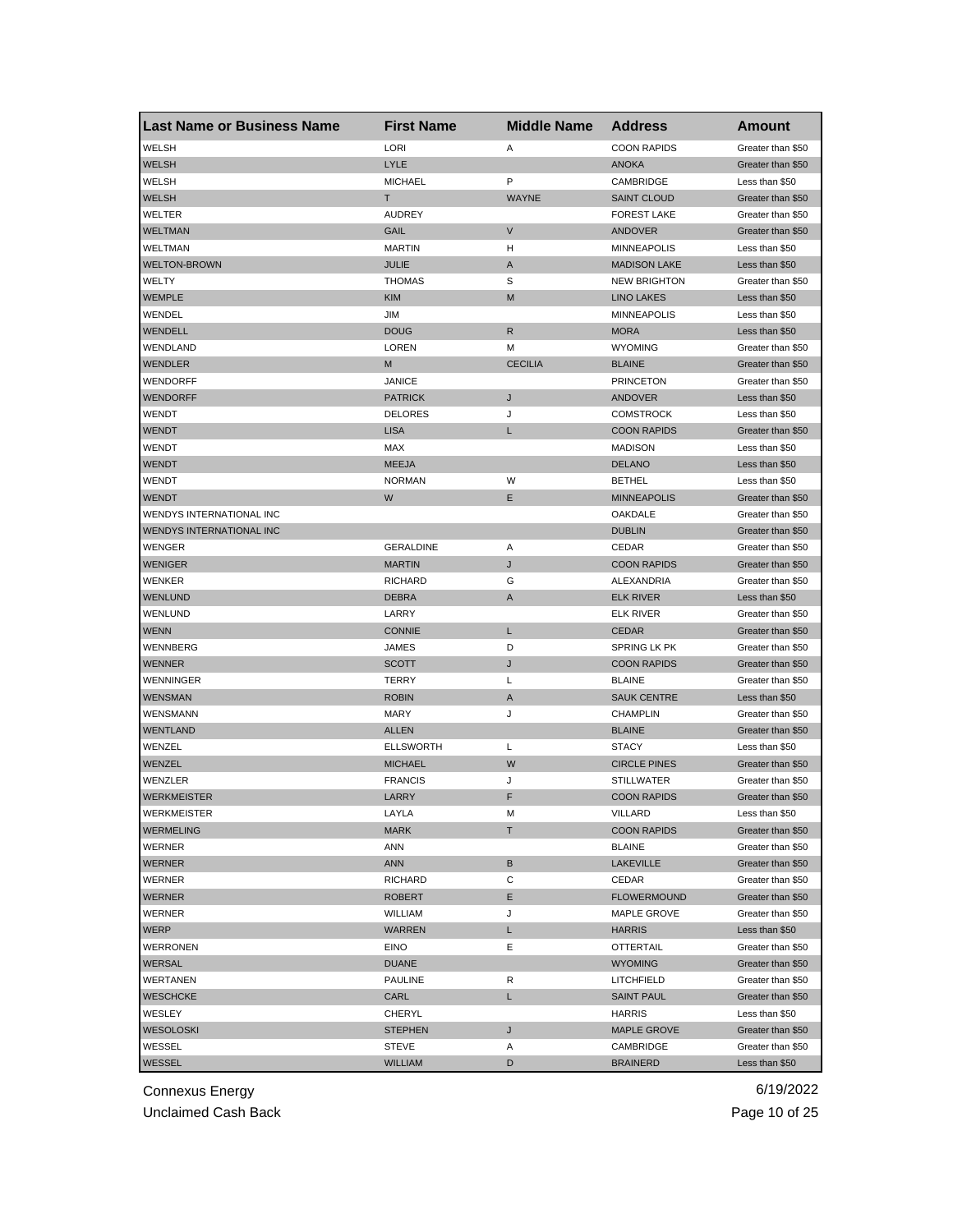| Last Name or Business Name | First Name | Middle Name | Address | Amount |
|---|---|---|---|---|
| WELSH | LORI | A | COON RAPIDS | Greater than $50 |
| WELSH | LYLE | | ANOKA | Greater than $50 |
| WELSH | MICHAEL | P | CAMBRIDGE | Less than $50 |
| WELSH | T | WAYNE | SAINT CLOUD | Greater than $50 |
| WELTER | AUDREY | | FOREST LAKE | Greater than $50 |
| WELTMAN | GAIL | V | ANDOVER | Greater than $50 |
| WELTMAN | MARTIN | H | MINNEAPOLIS | Less than $50 |
| WELTON-BROWN | JULIE | A | MADISON LAKE | Less than $50 |
| WELTY | THOMAS | S | NEW BRIGHTON | Greater than $50 |
| WEMPLE | KIM | M | LINO LAKES | Less than $50 |
| WENDEL | JIM | | MINNEAPOLIS | Less than $50 |
| WENDELL | DOUG | R | MORA | Less than $50 |
| WENDLAND | LOREN | M | WYOMING | Greater than $50 |
| WENDLER | M | CECILIA | BLAINE | Greater than $50 |
| WENDORFF | JANICE | | PRINCETON | Greater than $50 |
| WENDORFF | PATRICK | J | ANDOVER | Less than $50 |
| WENDT | DELORES | J | COMSTROCK | Less than $50 |
| WENDT | LISA | L | COON RAPIDS | Greater than $50 |
| WENDT | MAX | | MADISON | Less than $50 |
| WENDT | MEEJA | | DELANO | Less than $50 |
| WENDT | NORMAN | W | BETHEL | Less than $50 |
| WENDT | W | E | MINNEAPOLIS | Greater than $50 |
| WENDYS INTERNATIONAL INC | | | OAKDALE | Greater than $50 |
| WENDYS INTERNATIONAL INC | | | DUBLIN | Greater than $50 |
| WENGER | GERALDINE | A | CEDAR | Greater than $50 |
| WENIGER | MARTIN | J | COON RAPIDS | Greater than $50 |
| WENKER | RICHARD | G | ALEXANDRIA | Greater than $50 |
| WENLUND | DEBRA | A | ELK RIVER | Less than $50 |
| WENLUND | LARRY | | ELK RIVER | Greater than $50 |
| WENN | CONNIE | L | CEDAR | Greater than $50 |
| WENNBERG | JAMES | D | SPRING LK PK | Greater than $50 |
| WENNER | SCOTT | J | COON RAPIDS | Greater than $50 |
| WENNINGER | TERRY | L | BLAINE | Greater than $50 |
| WENSMAN | ROBIN | A | SAUK CENTRE | Less than $50 |
| WENSMANN | MARY | J | CHAMPLIN | Greater than $50 |
| WENTLAND | ALLEN | | BLAINE | Greater than $50 |
| WENZEL | ELLSWORTH | L | STACY | Less than $50 |
| WENZEL | MICHAEL | W | CIRCLE PINES | Greater than $50 |
| WENZLER | FRANCIS | J | STILLWATER | Greater than $50 |
| WERKMEISTER | LARRY | F | COON RAPIDS | Greater than $50 |
| WERKMEISTER | LAYLA | M | VILLARD | Less than $50 |
| WERMELING | MARK | T | COON RAPIDS | Greater than $50 |
| WERNER | ANN | | BLAINE | Greater than $50 |
| WERNER | ANN | B | LAKEVILLE | Greater than $50 |
| WERNER | RICHARD | C | CEDAR | Greater than $50 |
| WERNER | ROBERT | E | FLOWERMOUND | Greater than $50 |
| WERNER | WILLIAM | J | MAPLE GROVE | Greater than $50 |
| WERP | WARREN | L | HARRIS | Less than $50 |
| WERRONEN | EINO | E | OTTERTAIL | Greater than $50 |
| WERSAL | DUANE | | WYOMING | Greater than $50 |
| WERTANEN | PAULINE | R | LITCHFIELD | Greater than $50 |
| WESCHCKE | CARL | L | SAINT PAUL | Greater than $50 |
| WESLEY | CHERYL | | HARRIS | Less than $50 |
| WESOLOSKI | STEPHEN | J | MAPLE GROVE | Greater than $50 |
| WESSEL | STEVE | A | CAMBRIDGE | Greater than $50 |
| WESSEL | WILLIAM | D | BRAINERD | Less than $50 |

Connexus Energy
Unclaimed Cash Back

6/19/2022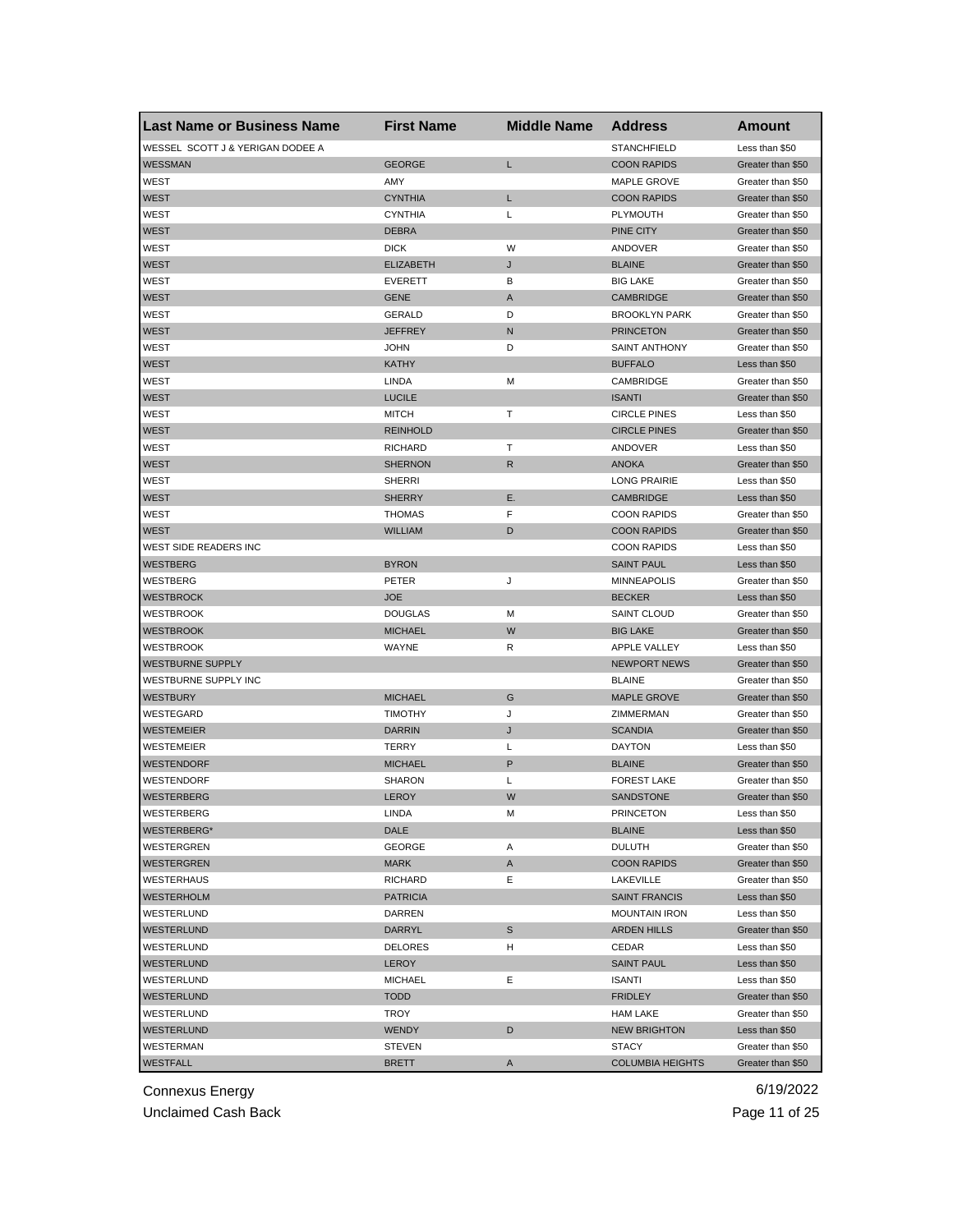| Last Name or Business Name | First Name | Middle Name | Address | Amount |
|---|---|---|---|---|
| WESSEL SCOTT J & YERIGAN DODEE A | | | STANCHFIELD | Less than $50 |
| WESSMAN | GEORGE | L | COON RAPIDS | Greater than $50 |
| WEST | AMY | | MAPLE GROVE | Greater than $50 |
| WEST | CYNTHIA | L | COON RAPIDS | Greater than $50 |
| WEST | CYNTHIA | L | PLYMOUTH | Greater than $50 |
| WEST | DEBRA | | PINE CITY | Greater than $50 |
| WEST | DICK | W | ANDOVER | Greater than $50 |
| WEST | ELIZABETH | J | BLAINE | Greater than $50 |
| WEST | EVERETT | B | BIG LAKE | Greater than $50 |
| WEST | GENE | A | CAMBRIDGE | Greater than $50 |
| WEST | GERALD | D | BROOKLYN PARK | Greater than $50 |
| WEST | JEFFREY | N | PRINCETON | Greater than $50 |
| WEST | JOHN | D | SAINT ANTHONY | Greater than $50 |
| WEST | KATHY | | BUFFALO | Less than $50 |
| WEST | LINDA | M | CAMBRIDGE | Greater than $50 |
| WEST | LUCILE | | ISANTI | Greater than $50 |
| WEST | MITCH | T | CIRCLE PINES | Less than $50 |
| WEST | REINHOLD | | CIRCLE PINES | Greater than $50 |
| WEST | RICHARD | T | ANDOVER | Less than $50 |
| WEST | SHERNON | R | ANOKA | Greater than $50 |
| WEST | SHERRI | | LONG PRAIRIE | Less than $50 |
| WEST | SHERRY | E. | CAMBRIDGE | Less than $50 |
| WEST | THOMAS | F | COON RAPIDS | Greater than $50 |
| WEST | WILLIAM | D | COON RAPIDS | Greater than $50 |
| WEST SIDE READERS INC | | | COON RAPIDS | Less than $50 |
| WESTBERG | BYRON | | SAINT PAUL | Less than $50 |
| WESTBERG | PETER | J | MINNEAPOLIS | Greater than $50 |
| WESTBROCK | JOE | | BECKER | Less than $50 |
| WESTBROOK | DOUGLAS | M | SAINT CLOUD | Greater than $50 |
| WESTBROOK | MICHAEL | W | BIG LAKE | Greater than $50 |
| WESTBROOK | WAYNE | R | APPLE VALLEY | Less than $50 |
| WESTBURNE SUPPLY | | | NEWPORT NEWS | Greater than $50 |
| WESTBURNE SUPPLY INC | | | BLAINE | Greater than $50 |
| WESTBURY | MICHAEL | G | MAPLE GROVE | Greater than $50 |
| WESTEGARD | TIMOTHY | J | ZIMMERMAN | Greater than $50 |
| WESTEMEIER | DARRIN | J | SCANDIA | Greater than $50 |
| WESTEMEIER | TERRY | L | DAYTON | Less than $50 |
| WESTENDORF | MICHAEL | P | BLAINE | Greater than $50 |
| WESTENDORF | SHARON | L | FOREST LAKE | Greater than $50 |
| WESTERBERG | LEROY | W | SANDSTONE | Greater than $50 |
| WESTERBERG | LINDA | M | PRINCETON | Less than $50 |
| WESTERBERG* | DALE | | BLAINE | Less than $50 |
| WESTERGREN | GEORGE | A | DULUTH | Greater than $50 |
| WESTERGREN | MARK | A | COON RAPIDS | Greater than $50 |
| WESTERHAUS | RICHARD | E | LAKEVILLE | Greater than $50 |
| WESTERHOLM | PATRICIA | | SAINT FRANCIS | Less than $50 |
| WESTERLUND | DARREN | | MOUNTAIN IRON | Less than $50 |
| WESTERLUND | DARRYL | S | ARDEN HILLS | Greater than $50 |
| WESTERLUND | DELORES | H | CEDAR | Less than $50 |
| WESTERLUND | LEROY | | SAINT PAUL | Less than $50 |
| WESTERLUND | MICHAEL | E | ISANTI | Less than $50 |
| WESTERLUND | TODD | | FRIDLEY | Greater than $50 |
| WESTERLUND | TROY | | HAM LAKE | Greater than $50 |
| WESTERLUND | WENDY | D | NEW BRIGHTON | Less than $50 |
| WESTERMAN | STEVEN | | STACY | Greater than $50 |
| WESTFALL | BRETT | A | COLUMBIA HEIGHTS | Greater than $50 |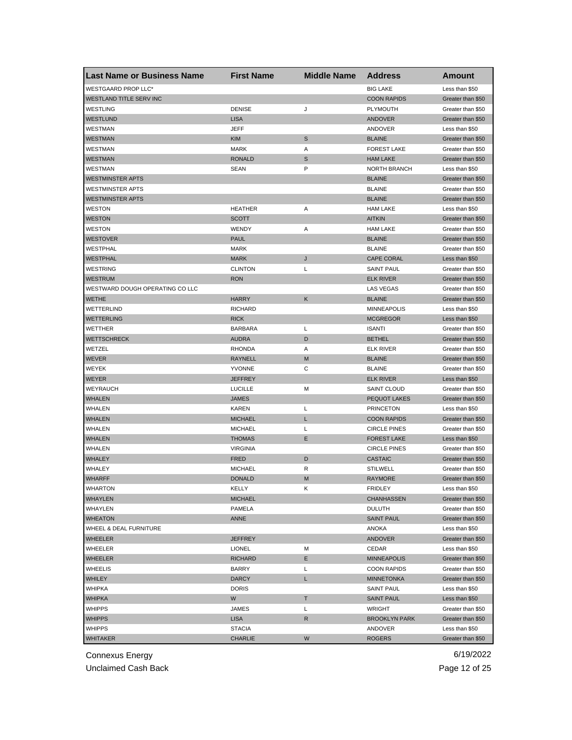| Last Name or Business Name | First Name | Middle Name | Address | Amount |
|---|---|---|---|---|
| WESTGAARD PROP LLC* | | | BIG LAKE | Less than $50 |
| WESTLAND TITLE SERV INC | | | COON RAPIDS | Greater than $50 |
| WESTLING | DENISE | J | PLYMOUTH | Greater than $50 |
| WESTLUND | LISA | | ANDOVER | Greater than $50 |
| WESTMAN | JEFF | | ANDOVER | Less than $50 |
| WESTMAN | KIM | S | BLAINE | Greater than $50 |
| WESTMAN | MARK | A | FOREST LAKE | Greater than $50 |
| WESTMAN | RONALD | S | HAM LAKE | Greater than $50 |
| WESTMAN | SEAN | P | NORTH BRANCH | Less than $50 |
| WESTMINSTER APTS | | | BLAINE | Greater than $50 |
| WESTMINSTER APTS | | | BLAINE | Greater than $50 |
| WESTMINSTER APTS | | | BLAINE | Greater than $50 |
| WESTON | HEATHER | A | HAM LAKE | Less than $50 |
| WESTON | SCOTT | | AITKIN | Greater than $50 |
| WESTON | WENDY | A | HAM LAKE | Greater than $50 |
| WESTOVER | PAUL | | BLAINE | Greater than $50 |
| WESTPHAL | MARK | | BLAINE | Greater than $50 |
| WESTPHAL | MARK | J | CAPE CORAL | Less than $50 |
| WESTRING | CLINTON | L | SAINT PAUL | Greater than $50 |
| WESTRUM | RON | | ELK RIVER | Greater than $50 |
| WESTWARD DOUGH OPERATING CO LLC | | | LAS VEGAS | Greater than $50 |
| WETHE | HARRY | K | BLAINE | Greater than $50 |
| WETTERLIND | RICHARD | | MINNEAPOLIS | Less than $50 |
| WETTERLING | RICK | | MCGREGOR | Less than $50 |
| WETTHER | BARBARA | L | ISANTI | Greater than $50 |
| WETTSCHRECK | AUDRA | D | BETHEL | Greater than $50 |
| WETZEL | RHONDA | A | ELK RIVER | Greater than $50 |
| WEVER | RAYNELL | M | BLAINE | Greater than $50 |
| WEYEK | YVONNE | C | BLAINE | Greater than $50 |
| WEYER | JEFFREY | | ELK RIVER | Less than $50 |
| WEYRAUCH | LUCILLE | M | SAINT CLOUD | Greater than $50 |
| WHALEN | JAMES | | PEQUOT LAKES | Greater than $50 |
| WHALEN | KAREN | L | PRINCETON | Less than $50 |
| WHALEN | MICHAEL | L | COON RAPIDS | Greater than $50 |
| WHALEN | MICHAEL | L | CIRCLE PINES | Greater than $50 |
| WHALEN | THOMAS | E | FOREST LAKE | Less than $50 |
| WHALEN | VIRGINIA | | CIRCLE PINES | Greater than $50 |
| WHALEY | FRED | D | CASTAIC | Greater than $50 |
| WHALEY | MICHAEL | R | STILWELL | Greater than $50 |
| WHARFF | DONALD | M | RAYMORE | Greater than $50 |
| WHARTON | KELLY | K | FRIDLEY | Less than $50 |
| WHAYLEN | MICHAEL | | CHANHASSEN | Greater than $50 |
| WHAYLEN | PAMELA | | DULUTH | Greater than $50 |
| WHEATON | ANNE | | SAINT PAUL | Greater than $50 |
| WHEEL & DEAL FURNITURE | | | ANOKA | Less than $50 |
| WHEELER | JEFFREY | | ANDOVER | Greater than $50 |
| WHEELER | LIONEL | M | CEDAR | Less than $50 |
| WHEELER | RICHARD | E | MINNEAPOLIS | Greater than $50 |
| WHEELIS | BARRY | L | COON RAPIDS | Greater than $50 |
| WHILEY | DARCY | L | MINNETONKA | Greater than $50 |
| WHIPKA | DORIS | | SAINT PAUL | Less than $50 |
| WHIPKA | W | T | SAINT PAUL | Less than $50 |
| WHIPPS | JAMES | L | WRIGHT | Greater than $50 |
| WHIPPS | LISA | R | BROOKLYN PARK | Greater than $50 |
| WHIPPS | STACIA | | ANDOVER | Less than $50 |
| WHITAKER | CHARLIE | W | ROGERS | Greater than $50 |

Connexus Energy
Unclaimed Cash Back

6/19/2022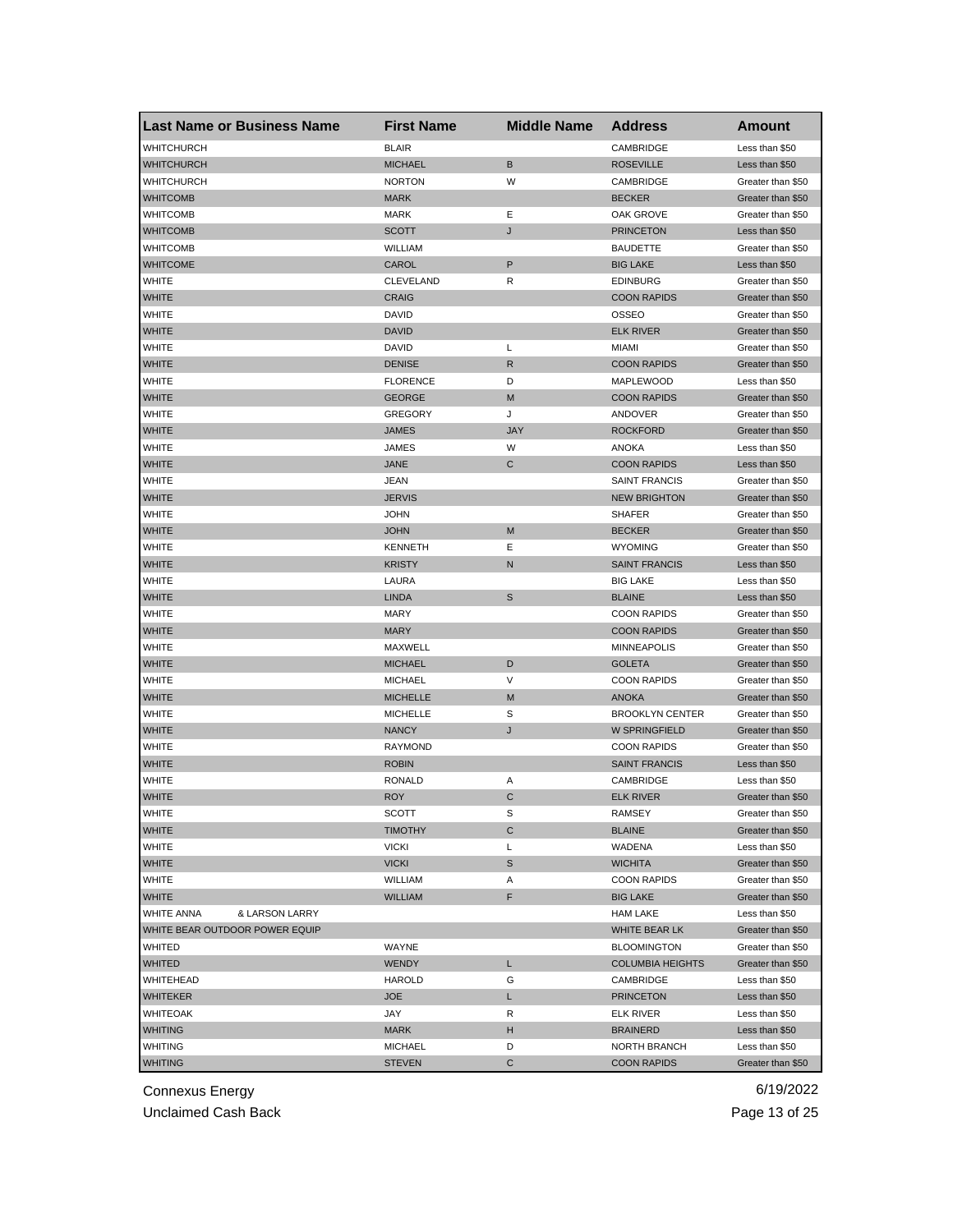| Last Name or Business Name | First Name | Middle Name | Address | Amount |
|---|---|---|---|---|
| WHITCHURCH | BLAIR | | CAMBRIDGE | Less than $50 |
| WHITCHURCH | MICHAEL | B | ROSEVILLE | Less than $50 |
| WHITCHURCH | NORTON | W | CAMBRIDGE | Greater than $50 |
| WHITCOMB | MARK | | BECKER | Greater than $50 |
| WHITCOMB | MARK | E | OAK GROVE | Greater than $50 |
| WHITCOMB | SCOTT | J | PRINCETON | Less than $50 |
| WHITCOMB | WILLIAM | | BAUDETTE | Greater than $50 |
| WHITCOME | CAROL | P | BIG LAKE | Less than $50 |
| WHITE | CLEVELAND | R | EDINBURG | Greater than $50 |
| WHITE | CRAIG | | COON RAPIDS | Greater than $50 |
| WHITE | DAVID | | OSSEO | Greater than $50 |
| WHITE | DAVID | | ELK RIVER | Greater than $50 |
| WHITE | DAVID | L | MIAMI | Greater than $50 |
| WHITE | DENISE | R | COON RAPIDS | Greater than $50 |
| WHITE | FLORENCE | D | MAPLEWOOD | Less than $50 |
| WHITE | GEORGE | M | COON RAPIDS | Greater than $50 |
| WHITE | GREGORY | J | ANDOVER | Greater than $50 |
| WHITE | JAMES | JAY | ROCKFORD | Greater than $50 |
| WHITE | JAMES | W | ANOKA | Less than $50 |
| WHITE | JANE | C | COON RAPIDS | Less than $50 |
| WHITE | JEAN | | SAINT FRANCIS | Greater than $50 |
| WHITE | JERVIS | | NEW BRIGHTON | Greater than $50 |
| WHITE | JOHN | | SHAFER | Greater than $50 |
| WHITE | JOHN | M | BECKER | Greater than $50 |
| WHITE | KENNETH | E | WYOMING | Greater than $50 |
| WHITE | KRISTY | N | SAINT FRANCIS | Less than $50 |
| WHITE | LAURA | | BIG LAKE | Less than $50 |
| WHITE | LINDA | S | BLAINE | Less than $50 |
| WHITE | MARY | | COON RAPIDS | Greater than $50 |
| WHITE | MARY | | COON RAPIDS | Greater than $50 |
| WHITE | MAXWELL | | MINNEAPOLIS | Greater than $50 |
| WHITE | MICHAEL | D | GOLETA | Greater than $50 |
| WHITE | MICHAEL | V | COON RAPIDS | Greater than $50 |
| WHITE | MICHELLE | M | ANOKA | Greater than $50 |
| WHITE | MICHELLE | S | BROOKLYN CENTER | Greater than $50 |
| WHITE | NANCY | J | W SPRINGFIELD | Greater than $50 |
| WHITE | RAYMOND | | COON RAPIDS | Greater than $50 |
| WHITE | ROBIN | | SAINT FRANCIS | Less than $50 |
| WHITE | RONALD | A | CAMBRIDGE | Less than $50 |
| WHITE | ROY | C | ELK RIVER | Greater than $50 |
| WHITE | SCOTT | S | RAMSEY | Greater than $50 |
| WHITE | TIMOTHY | C | BLAINE | Greater than $50 |
| WHITE | VICKI | L | WADENA | Less than $50 |
| WHITE | VICKI | S | WICHITA | Greater than $50 |
| WHITE | WILLIAM | A | COON RAPIDS | Greater than $50 |
| WHITE | WILLIAM | F | BIG LAKE | Greater than $50 |
| WHITE ANNA & LARSON LARRY | | | HAM LAKE | Less than $50 |
| WHITE BEAR OUTDOOR POWER EQUIP | | | WHITE BEAR LK | Greater than $50 |
| WHITED | WAYNE | | BLOOMINGTON | Greater than $50 |
| WHITED | WENDY | L | COLUMBIA HEIGHTS | Greater than $50 |
| WHITEHEAD | HAROLD | G | CAMBRIDGE | Less than $50 |
| WHITEKER | JOE | L | PRINCETON | Less than $50 |
| WHITEOAK | JAY | R | ELK RIVER | Less than $50 |
| WHITING | MARK | H | BRAINERD | Less than $50 |
| WHITING | MICHAEL | D | NORTH BRANCH | Less than $50 |
| WHITING | STEVEN | C | COON RAPIDS | Greater than $50 |

Connexus Energy
Unclaimed Cash Back

6/19/2022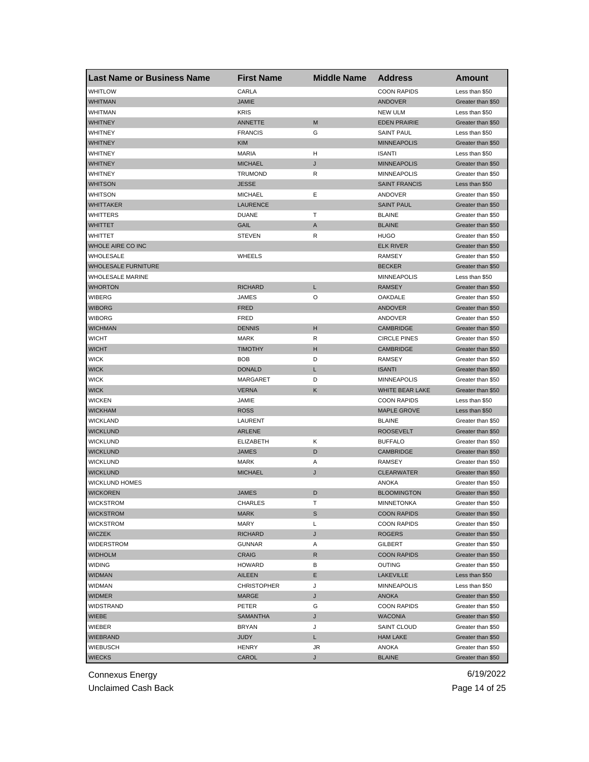| Last Name or Business Name | First Name | Middle Name | Address | Amount |
|---|---|---|---|---|
| WHITLOW | CARLA | | COON RAPIDS | Less than $50 |
| WHITMAN | JAMIE | | ANDOVER | Greater than $50 |
| WHITMAN | KRIS | | NEW ULM | Less than $50 |
| WHITNEY | ANNETTE | M | EDEN PRAIRIE | Greater than $50 |
| WHITNEY | FRANCIS | G | SAINT PAUL | Less than $50 |
| WHITNEY | KIM | | MINNEAPOLIS | Greater than $50 |
| WHITNEY | MARIA | H | ISANTI | Less than $50 |
| WHITNEY | MICHAEL | J | MINNEAPOLIS | Greater than $50 |
| WHITNEY | TRUMOND | R | MINNEAPOLIS | Greater than $50 |
| WHITSON | JESSE | | SAINT FRANCIS | Less than $50 |
| WHITSON | MICHAEL | E | ANDOVER | Greater than $50 |
| WHITTAKER | LAURENCE | | SAINT PAUL | Greater than $50 |
| WHITTERS | DUANE | T | BLAINE | Greater than $50 |
| WHITTET | GAIL | A | BLAINE | Greater than $50 |
| WHITTET | STEVEN | R | HUGO | Greater than $50 |
| WHOLE AIRE CO INC | | | ELK RIVER | Greater than $50 |
| WHOLESALE | WHEELS | | RAMSEY | Greater than $50 |
| WHOLESALE FURNITURE | | | BECKER | Greater than $50 |
| WHOLESALE MARINE | | | MINNEAPOLIS | Less than $50 |
| WHORTON | RICHARD | L | RAMSEY | Greater than $50 |
| WIBERG | JAMES | O | OAKDALE | Greater than $50 |
| WIBORG | FRED | | ANDOVER | Greater than $50 |
| WIBORG | FRED | | ANDOVER | Greater than $50 |
| WICHMAN | DENNIS | H | CAMBRIDGE | Greater than $50 |
| WICHT | MARK | R | CIRCLE PINES | Greater than $50 |
| WICHT | TIMOTHY | H | CAMBRIDGE | Greater than $50 |
| WICK | BOB | D | RAMSEY | Greater than $50 |
| WICK | DONALD | L | ISANTI | Greater than $50 |
| WICK | MARGARET | D | MINNEAPOLIS | Greater than $50 |
| WICK | VERNA | K | WHITE BEAR LAKE | Greater than $50 |
| WICKEN | JAMIE | | COON RAPIDS | Less than $50 |
| WICKHAM | ROSS | | MAPLE GROVE | Less than $50 |
| WICKLAND | LAURENT | | BLAINE | Greater than $50 |
| WICKLUND | ARLENE | | ROOSEVELT | Greater than $50 |
| WICKLUND | ELIZABETH | K | BUFFALO | Greater than $50 |
| WICKLUND | JAMES | D | CAMBRIDGE | Greater than $50 |
| WICKLUND | MARK | A | RAMSEY | Greater than $50 |
| WICKLUND | MICHAEL | J | CLEARWATER | Greater than $50 |
| WICKLUND HOMES | | | ANOKA | Greater than $50 |
| WICKOREN | JAMES | D | BLOOMINGTON | Greater than $50 |
| WICKSTROM | CHARLES | T | MINNETONKA | Greater than $50 |
| WICKSTROM | MARK | S | COON RAPIDS | Greater than $50 |
| WICKSTROM | MARY | L | COON RAPIDS | Greater than $50 |
| WICZEK | RICHARD | J | ROGERS | Greater than $50 |
| WIDERSTROM | GUNNAR | A | GILBERT | Greater than $50 |
| WIDHOLM | CRAIG | R | COON RAPIDS | Greater than $50 |
| WIDING | HOWARD | B | OUTING | Greater than $50 |
| WIDMAN | AILEEN | E | LAKEVILLE | Less than $50 |
| WIDMAN | CHRISTOPHER | J | MINNEAPOLIS | Less than $50 |
| WIDMER | MARGE | J | ANOKA | Greater than $50 |
| WIDSTRAND | PETER | G | COON RAPIDS | Greater than $50 |
| WIEBE | SAMANTHA | J | WACONIA | Greater than $50 |
| WIEBER | BRYAN | J | SAINT CLOUD | Greater than $50 |
| WIEBRAND | JUDY | L | HAM LAKE | Greater than $50 |
| WIEBUSCH | HENRY | JR | ANOKA | Greater than $50 |
| WIECKS | CAROL | J | BLAINE | Greater than $50 |

Connexus Energy
Unclaimed Cash Back

6/19/2022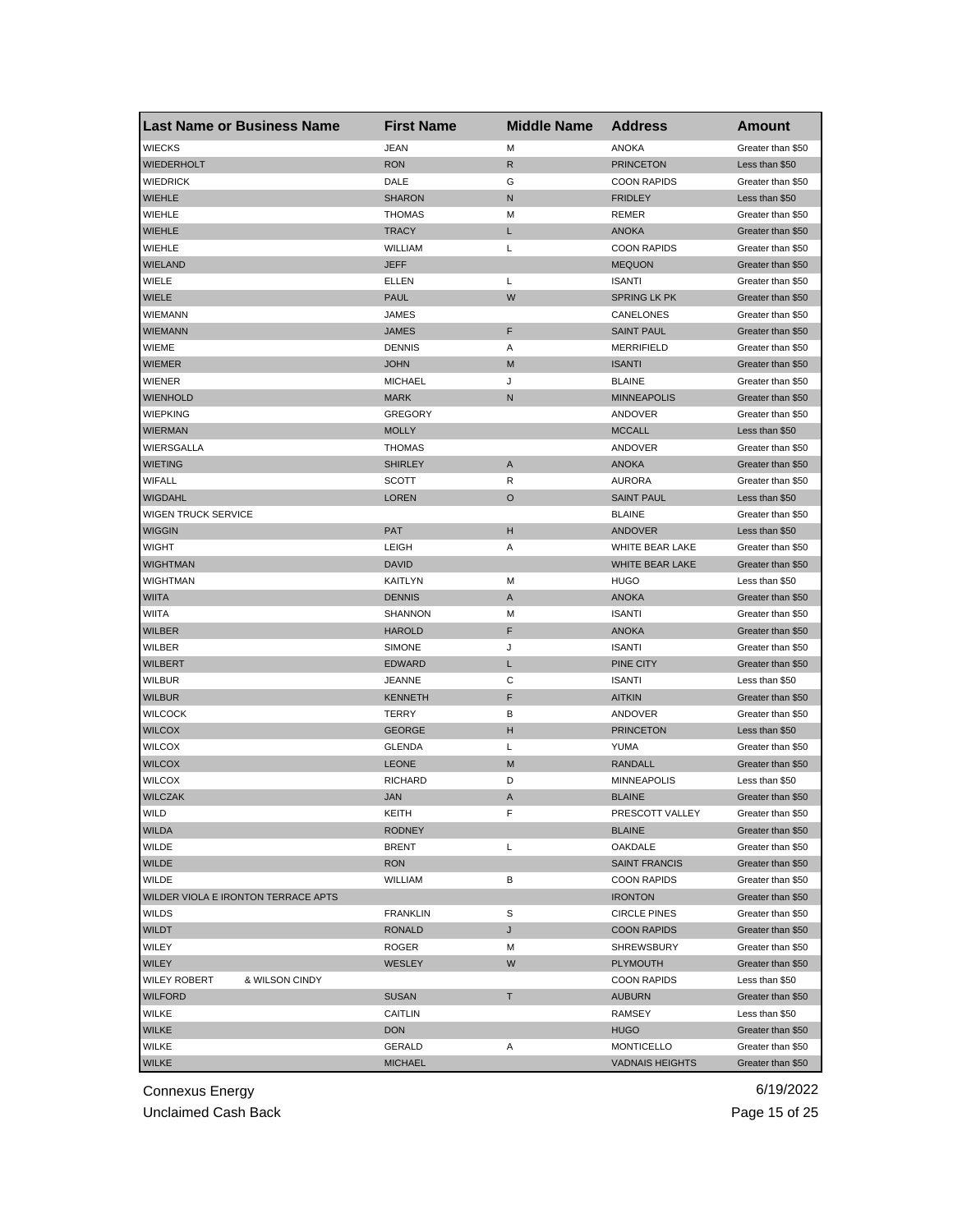| Last Name or Business Name | First Name | Middle Name | Address | Amount |
|---|---|---|---|---|
| WIECKS | JEAN | M | ANOKA | Greater than $50 |
| WIEDERHOLT | RON | R | PRINCETON | Less than $50 |
| WIEDRICK | DALE | G | COON RAPIDS | Greater than $50 |
| WIEHLE | SHARON | N | FRIDLEY | Less than $50 |
| WIEHLE | THOMAS | M | REMER | Greater than $50 |
| WIEHLE | TRACY | L | ANOKA | Greater than $50 |
| WIEHLE | WILLIAM | L | COON RAPIDS | Greater than $50 |
| WIELAND | JEFF | | MEQUON | Greater than $50 |
| WIELE | ELLEN | L | ISANTI | Greater than $50 |
| WIELE | PAUL | W | SPRING LK PK | Greater than $50 |
| WIEMANN | JAMES | | CANELONES | Greater than $50 |
| WIEMANN | JAMES | F | SAINT PAUL | Greater than $50 |
| WIEME | DENNIS | A | MERRIFIELD | Greater than $50 |
| WIEMER | JOHN | M | ISANTI | Greater than $50 |
| WIENER | MICHAEL | J | BLAINE | Greater than $50 |
| WIENHOLD | MARK | N | MINNEAPOLIS | Greater than $50 |
| WIEPKING | GREGORY | | ANDOVER | Greater than $50 |
| WIERMAN | MOLLY | | MCCALL | Less than $50 |
| WIERSGALLA | THOMAS | | ANDOVER | Greater than $50 |
| WIETING | SHIRLEY | A | ANOKA | Greater than $50 |
| WIFALL | SCOTT | R | AURORA | Greater than $50 |
| WIGDAHL | LOREN | O | SAINT PAUL | Less than $50 |
| WIGEN TRUCK SERVICE | | | BLAINE | Greater than $50 |
| WIGGIN | PAT | H | ANDOVER | Less than $50 |
| WIGHT | LEIGH | A | WHITE BEAR LAKE | Greater than $50 |
| WIGHTMAN | DAVID | | WHITE BEAR LAKE | Greater than $50 |
| WIGHTMAN | KAITLYN | M | HUGO | Less than $50 |
| WIITA | DENNIS | A | ANOKA | Greater than $50 |
| WIITA | SHANNON | M | ISANTI | Greater than $50 |
| WILBER | HAROLD | F | ANOKA | Greater than $50 |
| WILBER | SIMONE | J | ISANTI | Greater than $50 |
| WILBERT | EDWARD | L | PINE CITY | Greater than $50 |
| WILBUR | JEANNE | C | ISANTI | Less than $50 |
| WILBUR | KENNETH | F | AITKIN | Greater than $50 |
| WILCOCK | TERRY | B | ANDOVER | Greater than $50 |
| WILCOX | GEORGE | H | PRINCETON | Less than $50 |
| WILCOX | GLENDA | L | YUMA | Greater than $50 |
| WILCOX | LEONE | M | RANDALL | Greater than $50 |
| WILCOX | RICHARD | D | MINNEAPOLIS | Less than $50 |
| WILCZAK | JAN | A | BLAINE | Greater than $50 |
| WILD | KEITH | F | PRESCOTT VALLEY | Greater than $50 |
| WILDA | RODNEY | | BLAINE | Greater than $50 |
| WILDE | BRENT | L | OAKDALE | Greater than $50 |
| WILDE | RON | | SAINT FRANCIS | Greater than $50 |
| WILDE | WILLIAM | B | COON RAPIDS | Greater than $50 |
| WILDER VIOLA E IRONTON TERRACE APTS | | | IRONTON | Greater than $50 |
| WILDS | FRANKLIN | S | CIRCLE PINES | Greater than $50 |
| WILDT | RONALD | J | COON RAPIDS | Greater than $50 |
| WILEY | ROGER | M | SHREWSBURY | Greater than $50 |
| WILEY | WESLEY | W | PLYMOUTH | Greater than $50 |
| WILEY ROBERT & WILSON CINDY | | | COON RAPIDS | Less than $50 |
| WILFORD | SUSAN | T | AUBURN | Greater than $50 |
| WILKE | CAITLIN | | RAMSEY | Less than $50 |
| WILKE | DON | | HUGO | Greater than $50 |
| WILKE | GERALD | A | MONTICELLO | Greater than $50 |
| WILKE | MICHAEL | | VADNAIS HEIGHTS | Greater than $50 |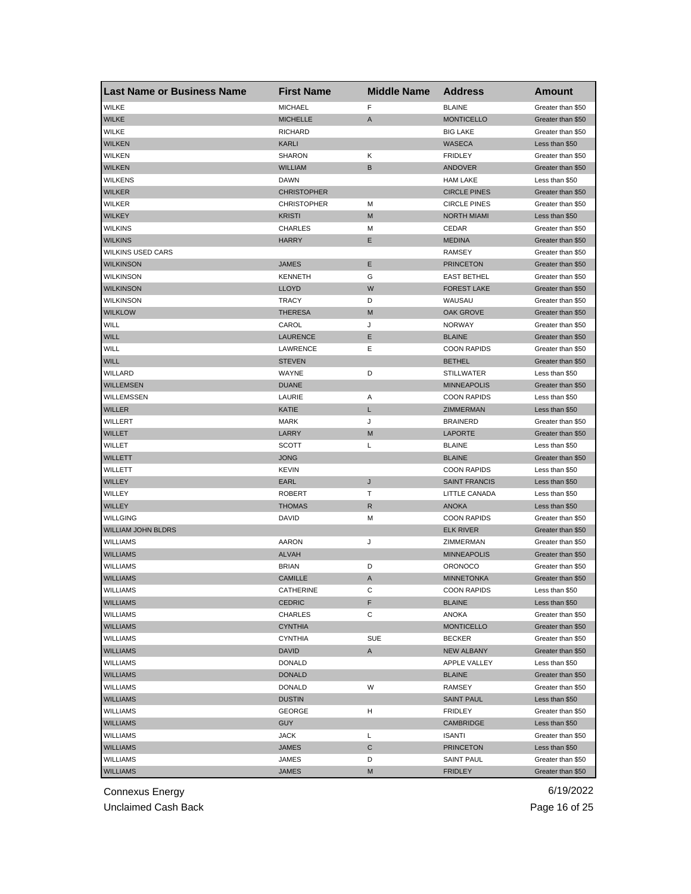| Last Name or Business Name | First Name | Middle Name | Address | Amount |
|---|---|---|---|---|
| WILKE | MICHAEL | F | BLAINE | Greater than $50 |
| WILKE | MICHELLE | A | MONTICELLO | Greater than $50 |
| WILKE | RICHARD | | BIG LAKE | Greater than $50 |
| WILKEN | KARLI | | WASECA | Less than $50 |
| WILKEN | SHARON | K | FRIDLEY | Greater than $50 |
| WILKEN | WILLIAM | B | ANDOVER | Greater than $50 |
| WILKENS | DAWN | | HAM LAKE | Less than $50 |
| WILKER | CHRISTOPHER | | CIRCLE PINES | Greater than $50 |
| WILKER | CHRISTOPHER | M | CIRCLE PINES | Greater than $50 |
| WILKEY | KRISTI | M | NORTH MIAMI | Less than $50 |
| WILKINS | CHARLES | M | CEDAR | Greater than $50 |
| WILKINS | HARRY | E | MEDINA | Greater than $50 |
| WILKINS USED CARS | | | RAMSEY | Greater than $50 |
| WILKINSON | JAMES | E | PRINCETON | Greater than $50 |
| WILKINSON | KENNETH | G | EAST BETHEL | Greater than $50 |
| WILKINSON | LLOYD | W | FOREST LAKE | Greater than $50 |
| WILKINSON | TRACY | D | WAUSAU | Greater than $50 |
| WILKLOW | THERESA | M | OAK GROVE | Greater than $50 |
| WILL | CAROL | J | NORWAY | Greater than $50 |
| WILL | LAURENCE | E | BLAINE | Greater than $50 |
| WILL | LAWRENCE | E | COON RAPIDS | Greater than $50 |
| WILL | STEVEN | | BETHEL | Greater than $50 |
| WILLARD | WAYNE | D | STILLWATER | Less than $50 |
| WILLEMSEN | DUANE | | MINNEAPOLIS | Greater than $50 |
| WILLEMSSEN | LAURIE | A | COON RAPIDS | Less than $50 |
| WILLER | KATIE | L | ZIMMERMAN | Less than $50 |
| WILLERT | MARK | J | BRAINERD | Greater than $50 |
| WILLET | LARRY | M | LAPORTE | Greater than $50 |
| WILLET | SCOTT | L | BLAINE | Less than $50 |
| WILLETT | JONG | | BLAINE | Greater than $50 |
| WILLETT | KEVIN | | COON RAPIDS | Less than $50 |
| WILLEY | EARL | J | SAINT FRANCIS | Less than $50 |
| WILLEY | ROBERT | T | LITTLE CANADA | Less than $50 |
| WILLEY | THOMAS | R | ANOKA | Less than $50 |
| WILLGING | DAVID | M | COON RAPIDS | Greater than $50 |
| WILLIAM JOHN BLDRS | | | ELK RIVER | Greater than $50 |
| WILLIAMS | AARON | J | ZIMMERMAN | Greater than $50 |
| WILLIAMS | ALVAH | | MINNEAPOLIS | Greater than $50 |
| WILLIAMS | BRIAN | D | ORONOCO | Greater than $50 |
| WILLIAMS | CAMILLE | A | MINNETONKA | Greater than $50 |
| WILLIAMS | CATHERINE | C | COON RAPIDS | Less than $50 |
| WILLIAMS | CEDRIC | F | BLAINE | Less than $50 |
| WILLIAMS | CHARLES | C | ANOKA | Greater than $50 |
| WILLIAMS | CYNTHIA | | MONTICELLO | Greater than $50 |
| WILLIAMS | CYNTHIA | SUE | BECKER | Greater than $50 |
| WILLIAMS | DAVID | A | NEW ALBANY | Greater than $50 |
| WILLIAMS | DONALD | | APPLE VALLEY | Less than $50 |
| WILLIAMS | DONALD | | BLAINE | Greater than $50 |
| WILLIAMS | DONALD | W | RAMSEY | Greater than $50 |
| WILLIAMS | DUSTIN | | SAINT PAUL | Less than $50 |
| WILLIAMS | GEORGE | H | FRIDLEY | Greater than $50 |
| WILLIAMS | GUY | | CAMBRIDGE | Less than $50 |
| WILLIAMS | JACK | L | ISANTI | Greater than $50 |
| WILLIAMS | JAMES | C | PRINCETON | Less than $50 |
| WILLIAMS | JAMES | D | SAINT PAUL | Greater than $50 |
| WILLIAMS | JAMES | M | FRIDLEY | Greater than $50 |

Connexus Energy
Unclaimed Cash Back
6/19/2022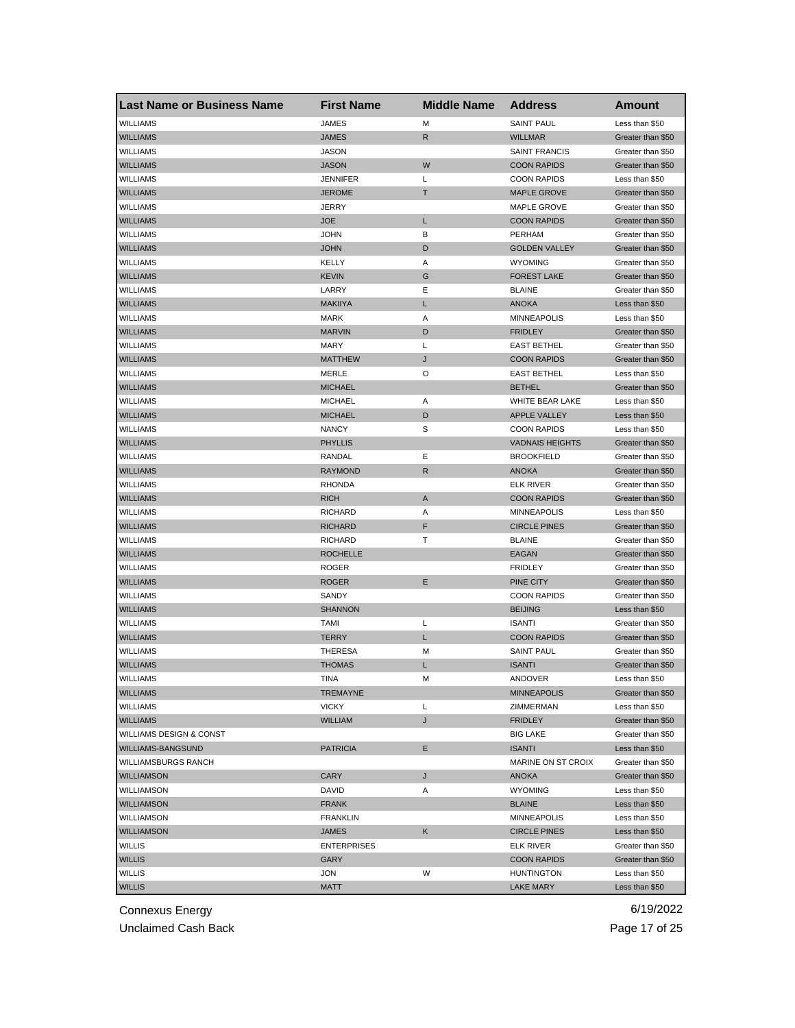| Last Name or Business Name | First Name | Middle Name | Address | Amount |
|---|---|---|---|---|
| WILLIAMS | JAMES | M | SAINT PAUL | Less than $50 |
| WILLIAMS | JAMES | R | WILLMAR | Greater than $50 |
| WILLIAMS | JASON | | SAINT FRANCIS | Greater than $50 |
| WILLIAMS | JASON | W | COON RAPIDS | Greater than $50 |
| WILLIAMS | JENNIFER | L | COON RAPIDS | Less than $50 |
| WILLIAMS | JEROME | T | MAPLE GROVE | Greater than $50 |
| WILLIAMS | JERRY | | MAPLE GROVE | Greater than $50 |
| WILLIAMS | JOE | L | COON RAPIDS | Greater than $50 |
| WILLIAMS | JOHN | B | PERHAM | Greater than $50 |
| WILLIAMS | JOHN | D | GOLDEN VALLEY | Greater than $50 |
| WILLIAMS | KELLY | A | WYOMING | Greater than $50 |
| WILLIAMS | KEVIN | G | FOREST LAKE | Greater than $50 |
| WILLIAMS | LARRY | E | BLAINE | Greater than $50 |
| WILLIAMS | MAKIIYA | L | ANOKA | Less than $50 |
| WILLIAMS | MARK | A | MINNEAPOLIS | Less than $50 |
| WILLIAMS | MARVIN | D | FRIDLEY | Greater than $50 |
| WILLIAMS | MARY | L | EAST BETHEL | Greater than $50 |
| WILLIAMS | MATTHEW | J | COON RAPIDS | Greater than $50 |
| WILLIAMS | MERLE | O | EAST BETHEL | Less than $50 |
| WILLIAMS | MICHAEL | | BETHEL | Greater than $50 |
| WILLIAMS | MICHAEL | A | WHITE BEAR LAKE | Less than $50 |
| WILLIAMS | MICHAEL | D | APPLE VALLEY | Less than $50 |
| WILLIAMS | NANCY | S | COON RAPIDS | Less than $50 |
| WILLIAMS | PHYLLIS | | VADNAIS HEIGHTS | Greater than $50 |
| WILLIAMS | RANDAL | E | BROOKFIELD | Greater than $50 |
| WILLIAMS | RAYMOND | R | ANOKA | Greater than $50 |
| WILLIAMS | RHONDA | | ELK RIVER | Greater than $50 |
| WILLIAMS | RICH | A | COON RAPIDS | Greater than $50 |
| WILLIAMS | RICHARD | A | MINNEAPOLIS | Less than $50 |
| WILLIAMS | RICHARD | F | CIRCLE PINES | Greater than $50 |
| WILLIAMS | RICHARD | T | BLAINE | Greater than $50 |
| WILLIAMS | ROCHELLE | | EAGAN | Greater than $50 |
| WILLIAMS | ROGER | | FRIDLEY | Greater than $50 |
| WILLIAMS | ROGER | E | PINE CITY | Greater than $50 |
| WILLIAMS | SANDY | | COON RAPIDS | Greater than $50 |
| WILLIAMS | SHANNON | | BEIJING | Less than $50 |
| WILLIAMS | TAMI | L | ISANTI | Greater than $50 |
| WILLIAMS | TERRY | L | COON RAPIDS | Greater than $50 |
| WILLIAMS | THERESA | M | SAINT PAUL | Greater than $50 |
| WILLIAMS | THOMAS | L | ISANTI | Greater than $50 |
| WILLIAMS | TINA | M | ANDOVER | Less than $50 |
| WILLIAMS | TREMAYNE | | MINNEAPOLIS | Greater than $50 |
| WILLIAMS | VICKY | L | ZIMMERMAN | Less than $50 |
| WILLIAMS | WILLIAM | J | FRIDLEY | Greater than $50 |
| WILLIAMS DESIGN & CONST | | | BIG LAKE | Greater than $50 |
| WILLIAMS-BANGSUND | PATRICIA | E | ISANTI | Less than $50 |
| WILLIAMSBURGS RANCH | | | MARINE ON ST CROIX | Greater than $50 |
| WILLIAMSON | CARY | J | ANOKA | Greater than $50 |
| WILLIAMSON | DAVID | A | WYOMING | Less than $50 |
| WILLIAMSON | FRANK | | BLAINE | Less than $50 |
| WILLIAMSON | FRANKLIN | | MINNEAPOLIS | Less than $50 |
| WILLIAMSON | JAMES | K | CIRCLE PINES | Less than $50 |
| WILLIS | ENTERPRISES | | ELK RIVER | Greater than $50 |
| WILLIS | GARY | | COON RAPIDS | Greater than $50 |
| WILLIS | JON | W | HUNTINGTON | Less than $50 |
| WILLIS | MATT | | LAKE MARY | Less than $50 |

Connexus Energy 6/19/2022

Unclaimed Cash Back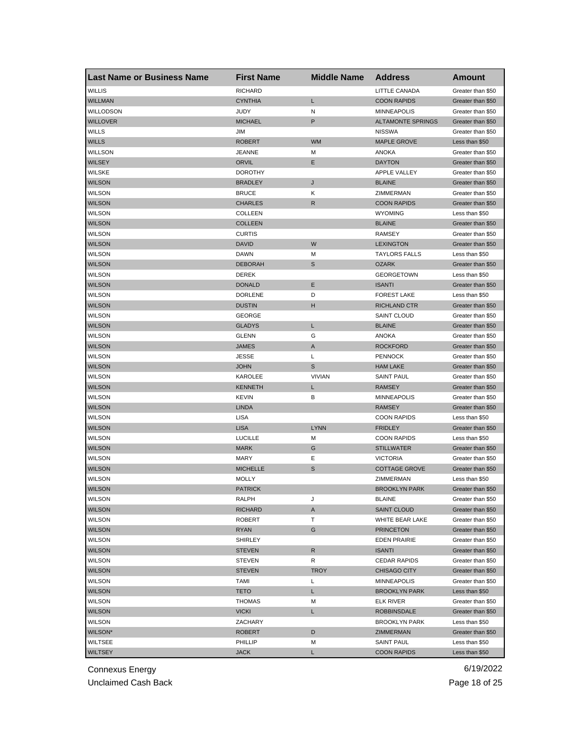| Last Name or Business Name | First Name | Middle Name | Address | Amount |
|---|---|---|---|---|
| WILLIS | RICHARD | | LITTLE CANADA | Greater than $50 |
| WILLMAN | CYNTHIA | L | COON RAPIDS | Greater than $50 |
| WILLODSON | JUDY | N | MINNEAPOLIS | Greater than $50 |
| WILLOVER | MICHAEL | P | ALTAMONTE SPRINGS | Greater than $50 |
| WILLS | JIM | | NISSWA | Greater than $50 |
| WILLS | ROBERT | WM | MAPLE GROVE | Less than $50 |
| WILLSON | JEANNE | M | ANOKA | Greater than $50 |
| WILSEY | ORVIL | E | DAYTON | Greater than $50 |
| WILSKE | DOROTHY | | APPLE VALLEY | Greater than $50 |
| WILSON | BRADLEY | J | BLAINE | Greater than $50 |
| WILSON | BRUCE | K | ZIMMERMAN | Greater than $50 |
| WILSON | CHARLES | R | COON RAPIDS | Greater than $50 |
| WILSON | COLLEEN | | WYOMING | Less than $50 |
| WILSON | COLLEEN | | BLAINE | Greater than $50 |
| WILSON | CURTIS | | RAMSEY | Greater than $50 |
| WILSON | DAVID | W | LEXINGTON | Greater than $50 |
| WILSON | DAWN | M | TAYLORS FALLS | Less than $50 |
| WILSON | DEBORAH | S | OZARK | Greater than $50 |
| WILSON | DEREK | | GEORGETOWN | Less than $50 |
| WILSON | DONALD | E | ISANTI | Greater than $50 |
| WILSON | DORLENE | D | FOREST LAKE | Less than $50 |
| WILSON | DUSTIN | H | RICHLAND CTR | Greater than $50 |
| WILSON | GEORGE | | SAINT CLOUD | Greater than $50 |
| WILSON | GLADYS | L | BLAINE | Greater than $50 |
| WILSON | GLENN | G | ANOKA | Greater than $50 |
| WILSON | JAMES | A | ROCKFORD | Greater than $50 |
| WILSON | JESSE | L | PENNOCK | Greater than $50 |
| WILSON | JOHN | S | HAM LAKE | Greater than $50 |
| WILSON | KAROLEE | VIVIAN | SAINT PAUL | Greater than $50 |
| WILSON | KENNETH | L | RAMSEY | Greater than $50 |
| WILSON | KEVIN | B | MINNEAPOLIS | Greater than $50 |
| WILSON | LINDA | | RAMSEY | Greater than $50 |
| WILSON | LISA | | COON RAPIDS | Less than $50 |
| WILSON | LISA | LYNN | FRIDLEY | Greater than $50 |
| WILSON | LUCILLE | M | COON RAPIDS | Less than $50 |
| WILSON | MARK | G | STILLWATER | Greater than $50 |
| WILSON | MARY | E | VICTORIA | Greater than $50 |
| WILSON | MICHELLE | S | COTTAGE GROVE | Greater than $50 |
| WILSON | MOLLY | | ZIMMERMAN | Less than $50 |
| WILSON | PATRICK | | BROOKLYN PARK | Greater than $50 |
| WILSON | RALPH | J | BLAINE | Greater than $50 |
| WILSON | RICHARD | A | SAINT CLOUD | Greater than $50 |
| WILSON | ROBERT | T | WHITE BEAR LAKE | Greater than $50 |
| WILSON | RYAN | G | PRINCETON | Greater than $50 |
| WILSON | SHIRLEY | | EDEN PRAIRIE | Greater than $50 |
| WILSON | STEVEN | R | ISANTI | Greater than $50 |
| WILSON | STEVEN | R | CEDAR RAPIDS | Greater than $50 |
| WILSON | STEVEN | TROY | CHISAGO CITY | Greater than $50 |
| WILSON | TAMI | L | MINNEAPOLIS | Greater than $50 |
| WILSON | TETO | L | BROOKLYN PARK | Less than $50 |
| WILSON | THOMAS | M | ELK RIVER | Greater than $50 |
| WILSON | VICKI | L | ROBBINSDALE | Greater than $50 |
| WILSON | ZACHARY | | BROOKLYN PARK | Less than $50 |
| WILSON* | ROBERT | D | ZIMMERMAN | Greater than $50 |
| WILTSEE | PHILLIP | M | SAINT PAUL | Less than $50 |
| WILTSEY | JACK | L | COON RAPIDS | Less than $50 |

Connexus Energy
Unclaimed Cash Back
6/19/2022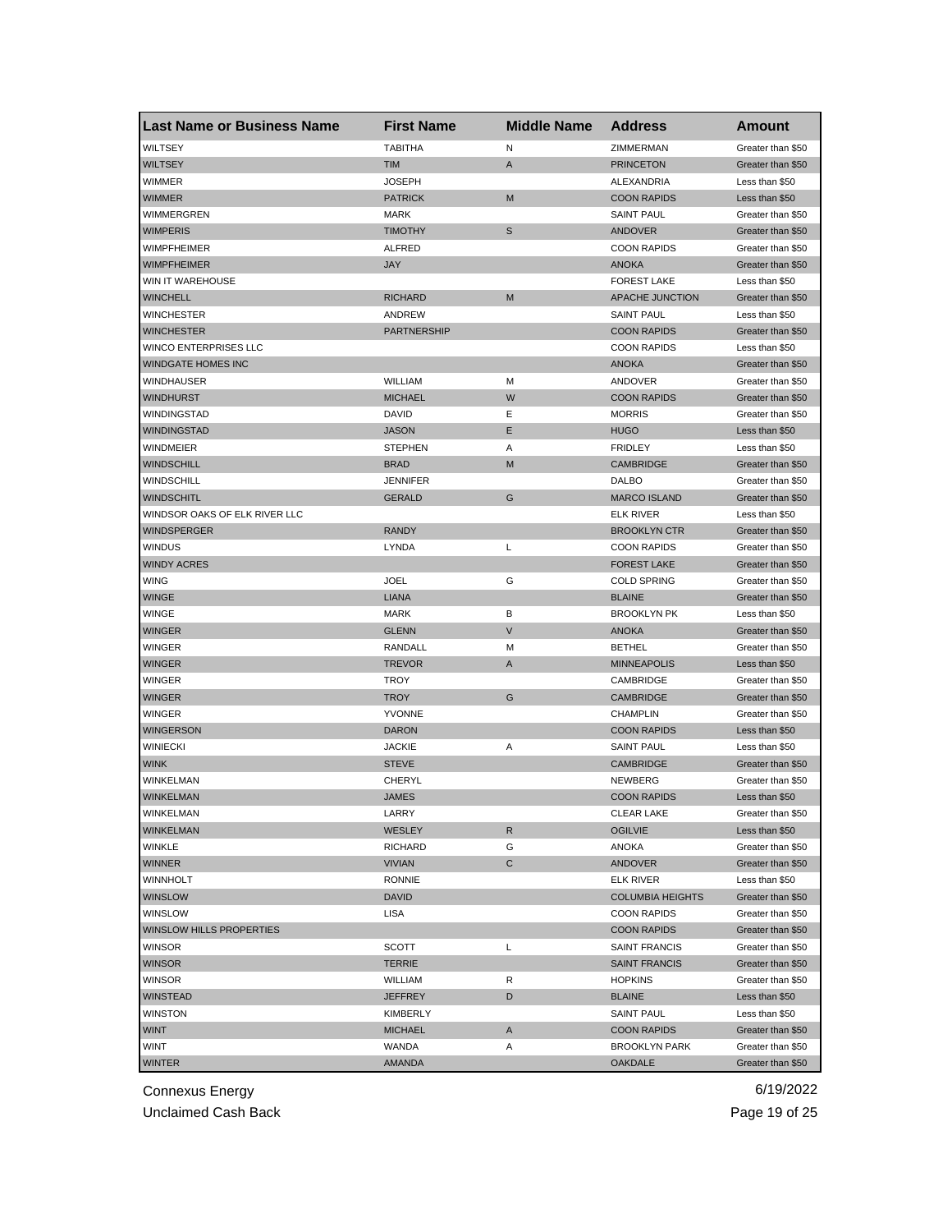| Last Name or Business Name | First Name | Middle Name | Address | Amount |
|---|---|---|---|---|
| WILTSEY | TABITHA | N | ZIMMERMAN | Greater than $50 |
| WILTSEY | TIM | A | PRINCETON | Greater than $50 |
| WIMMER | JOSEPH | | ALEXANDRIA | Less than $50 |
| WIMMER | PATRICK | M | COON RAPIDS | Less than $50 |
| WIMMERGREN | MARK | | SAINT PAUL | Greater than $50 |
| WIMPERIS | TIMOTHY | S | ANDOVER | Greater than $50 |
| WIMPFHEIMER | ALFRED | | COON RAPIDS | Greater than $50 |
| WIMPFHEIMER | JAY | | ANOKA | Greater than $50 |
| WIN IT WAREHOUSE | | | FOREST LAKE | Less than $50 |
| WINCHELL | RICHARD | M | APACHE JUNCTION | Greater than $50 |
| WINCHESTER | ANDREW | | SAINT PAUL | Less than $50 |
| WINCHESTER | PARTNERSHIP | | COON RAPIDS | Greater than $50 |
| WINCO ENTERPRISES LLC | | | COON RAPIDS | Less than $50 |
| WINDGATE HOMES INC | | | ANOKA | Greater than $50 |
| WINDHAUSER | WILLIAM | M | ANDOVER | Greater than $50 |
| WINDHURST | MICHAEL | W | COON RAPIDS | Greater than $50 |
| WINDINGSTAD | DAVID | E | MORRIS | Greater than $50 |
| WINDINGSTAD | JASON | E | HUGO | Less than $50 |
| WINDMEIER | STEPHEN | A | FRIDLEY | Less than $50 |
| WINDSCHILL | BRAD | M | CAMBRIDGE | Greater than $50 |
| WINDSCHILL | JENNIFER | | DALBO | Greater than $50 |
| WINDSCHITL | GERALD | G | MARCO ISLAND | Greater than $50 |
| WINDSOR OAKS OF ELK RIVER LLC | | | ELK RIVER | Less than $50 |
| WINDSPERGER | RANDY | | BROOKLYN CTR | Greater than $50 |
| WINDUS | LYNDA | L | COON RAPIDS | Greater than $50 |
| WINDY ACRES | | | FOREST LAKE | Greater than $50 |
| WING | JOEL | G | COLD SPRING | Greater than $50 |
| WINGE | LIANA | | BLAINE | Greater than $50 |
| WINGE | MARK | B | BROOKLYN PK | Less than $50 |
| WINGER | GLENN | V | ANOKA | Greater than $50 |
| WINGER | RANDALL | M | BETHEL | Greater than $50 |
| WINGER | TREVOR | A | MINNEAPOLIS | Less than $50 |
| WINGER | TROY | | CAMBRIDGE | Greater than $50 |
| WINGER | TROY | G | CAMBRIDGE | Greater than $50 |
| WINGER | YVONNE | | CHAMPLIN | Greater than $50 |
| WINGERSON | DARON | | COON RAPIDS | Less than $50 |
| WINIECKI | JACKIE | A | SAINT PAUL | Less than $50 |
| WINK | STEVE | | CAMBRIDGE | Greater than $50 |
| WINKELMAN | CHERYL | | NEWBERG | Greater than $50 |
| WINKELMAN | JAMES | | COON RAPIDS | Less than $50 |
| WINKELMAN | LARRY | | CLEAR LAKE | Greater than $50 |
| WINKELMAN | WESLEY | R | OGILVIE | Less than $50 |
| WINKLE | RICHARD | G | ANOKA | Greater than $50 |
| WINNER | VIVIAN | C | ANDOVER | Greater than $50 |
| WINNHOLT | RONNIE | | ELK RIVER | Less than $50 |
| WINSLOW | DAVID | | COLUMBIA HEIGHTS | Greater than $50 |
| WINSLOW | LISA | | COON RAPIDS | Greater than $50 |
| WINSLOW HILLS PROPERTIES | | | COON RAPIDS | Greater than $50 |
| WINSOR | SCOTT | L | SAINT FRANCIS | Greater than $50 |
| WINSOR | TERRIE | | SAINT FRANCIS | Greater than $50 |
| WINSOR | WILLIAM | R | HOPKINS | Greater than $50 |
| WINSTEAD | JEFFREY | D | BLAINE | Less than $50 |
| WINSTON | KIMBERLY | | SAINT PAUL | Less than $50 |
| WINT | MICHAEL | A | COON RAPIDS | Greater than $50 |
| WINT | WANDA | A | BROOKLYN PARK | Greater than $50 |
| WINTER | AMANDA | | OAKDALE | Greater than $50 |

Connexus Energy
Unclaimed Cash Back

6/19/2022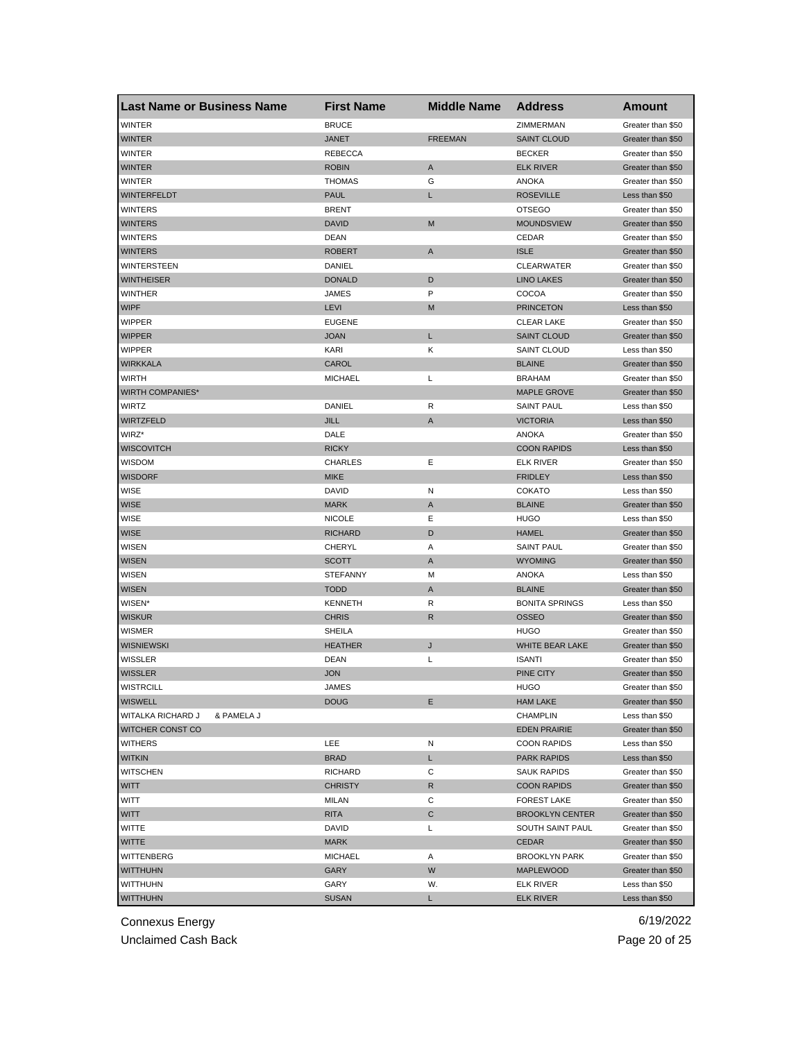| Last Name or Business Name | First Name | Middle Name | Address | Amount |
|---|---|---|---|---|
| WINTER | BRUCE | | ZIMMERMAN | Greater than $50 |
| WINTER | JANET | FREEMAN | SAINT CLOUD | Greater than $50 |
| WINTER | REBECCA | | BECKER | Greater than $50 |
| WINTER | ROBIN | A | ELK RIVER | Greater than $50 |
| WINTER | THOMAS | G | ANOKA | Greater than $50 |
| WINTERFELDT | PAUL | L | ROSEVILLE | Less than $50 |
| WINTERS | BRENT | | OTSEGO | Greater than $50 |
| WINTERS | DAVID | M | MOUNDSVIEW | Greater than $50 |
| WINTERS | DEAN | | CEDAR | Greater than $50 |
| WINTERS | ROBERT | A | ISLE | Greater than $50 |
| WINTERSTEEN | DANIEL | | CLEARWATER | Greater than $50 |
| WINTHEISER | DONALD | D | LINO LAKES | Greater than $50 |
| WINTHER | JAMES | P | COCOA | Greater than $50 |
| WIPF | LEVI | M | PRINCETON | Less than $50 |
| WIPPER | EUGENE | | CLEAR LAKE | Greater than $50 |
| WIPPER | JOAN | L | SAINT CLOUD | Greater than $50 |
| WIPPER | KARI | K | SAINT CLOUD | Less than $50 |
| WIRKKALA | CAROL | | BLAINE | Greater than $50 |
| WIRTH | MICHAEL | L | BRAHAM | Greater than $50 |
| WIRTH COMPANIES* | | | MAPLE GROVE | Greater than $50 |
| WIRTZ | DANIEL | R | SAINT PAUL | Less than $50 |
| WIRTZFELD | JILL | A | VICTORIA | Less than $50 |
| WIRZ* | DALE | | ANOKA | Greater than $50 |
| WISCOVITCH | RICKY | | COON RAPIDS | Less than $50 |
| WISDOM | CHARLES | E | ELK RIVER | Greater than $50 |
| WISDORF | MIKE | | FRIDLEY | Less than $50 |
| WISE | DAVID | N | COKATO | Less than $50 |
| WISE | MARK | A | BLAINE | Greater than $50 |
| WISE | NICOLE | E | HUGO | Less than $50 |
| WISE | RICHARD | D | HAMEL | Greater than $50 |
| WISEN | CHERYL | A | SAINT PAUL | Greater than $50 |
| WISEN | SCOTT | A | WYOMING | Greater than $50 |
| WISEN | STEFANNY | M | ANOKA | Less than $50 |
| WISEN | TODD | A | BLAINE | Greater than $50 |
| WISEN* | KENNETH | R | BONITA SPRINGS | Less than $50 |
| WISKUR | CHRIS | R | OSSEO | Greater than $50 |
| WISMER | SHEILA | | HUGO | Greater than $50 |
| WISNIEWSKI | HEATHER | J | WHITE BEAR LAKE | Greater than $50 |
| WISSLER | DEAN | L | ISANTI | Greater than $50 |
| WISSLER | JON | | PINE CITY | Greater than $50 |
| WISTRCILL | JAMES | | HUGO | Greater than $50 |
| WISWELL | DOUG | E | HAM LAKE | Greater than $50 |
| WITALKA RICHARD J & PAMELA J | | | CHAMPLIN | Less than $50 |
| WITCHER CONST CO | | | EDEN PRAIRIE | Greater than $50 |
| WITHERS | LEE | N | COON RAPIDS | Less than $50 |
| WITKIN | BRAD | L | PARK RAPIDS | Less than $50 |
| WITSCHEN | RICHARD | C | SAUK RAPIDS | Greater than $50 |
| WITT | CHRISTY | R | COON RAPIDS | Greater than $50 |
| WITT | MILAN | C | FOREST LAKE | Greater than $50 |
| WITT | RITA | C | BROOKLYN CENTER | Greater than $50 |
| WITTE | DAVID | L | SOUTH SAINT PAUL | Greater than $50 |
| WITTE | MARK | | CEDAR | Greater than $50 |
| WITTENBERG | MICHAEL | A | BROOKLYN PARK | Greater than $50 |
| WITTHUHN | GARY | W | MAPLEWOOD | Greater than $50 |
| WITTHUHN | GARY | W. | ELK RIVER | Less than $50 |
| WITTHUHN | SUSAN | L | ELK RIVER | Less than $50 |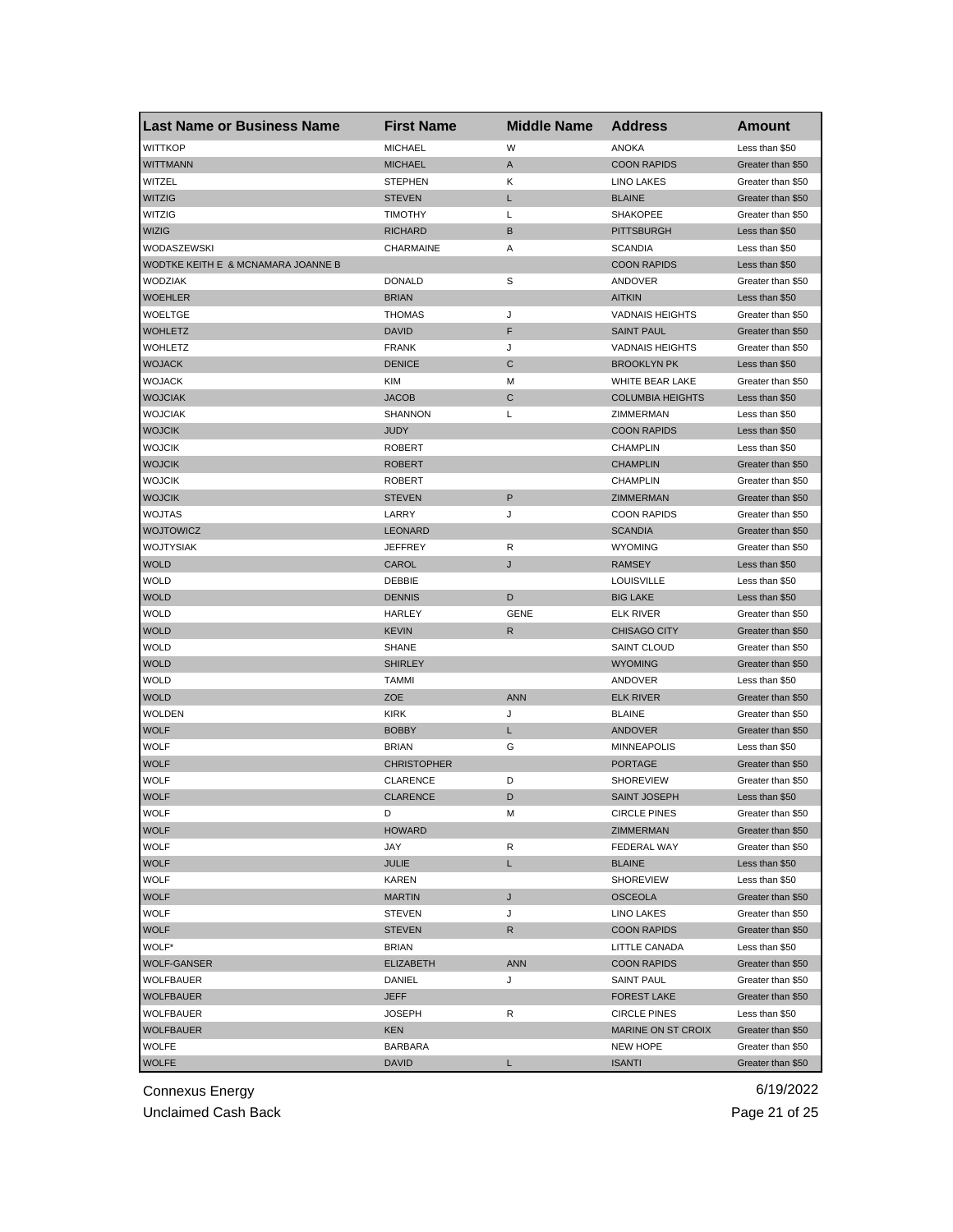| Last Name or Business Name | First Name | Middle Name | Address | Amount |
|---|---|---|---|---|
| WITTKOP | MICHAEL | W | ANOKA | Less than $50 |
| WITTMANN | MICHAEL | A | COON RAPIDS | Greater than $50 |
| WITZEL | STEPHEN | K | LINO LAKES | Greater than $50 |
| WITZIG | STEVEN | L | BLAINE | Greater than $50 |
| WITZIG | TIMOTHY | L | SHAKOPEE | Greater than $50 |
| WIZIG | RICHARD | B | PITTSBURGH | Less than $50 |
| WODASZEWSKI | CHARMAINE | A | SCANDIA | Less than $50 |
| WODTKE KEITH E & MCNAMARA JOANNE B | | | COON RAPIDS | Less than $50 |
| WODZIAK | DONALD | S | ANDOVER | Greater than $50 |
| WOEHLER | BRIAN | | AITKIN | Less than $50 |
| WOELTGE | THOMAS | J | VADNAIS HEIGHTS | Greater than $50 |
| WOHLETZ | DAVID | F | SAINT PAUL | Greater than $50 |
| WOHLETZ | FRANK | J | VADNAIS HEIGHTS | Greater than $50 |
| WOJACK | DENICE | C | BROOKLYN PK | Less than $50 |
| WOJACK | KIM | M | WHITE BEAR LAKE | Greater than $50 |
| WOJCIAK | JACOB | C | COLUMBIA HEIGHTS | Less than $50 |
| WOJCIAK | SHANNON | L | ZIMMERMAN | Less than $50 |
| WOJCIK | JUDY | | COON RAPIDS | Less than $50 |
| WOJCIK | ROBERT | | CHAMPLIN | Less than $50 |
| WOJCIK | ROBERT | | CHAMPLIN | Greater than $50 |
| WOJCIK | ROBERT | | CHAMPLIN | Greater than $50 |
| WOJCIK | STEVEN | P | ZIMMERMAN | Greater than $50 |
| WOJTAS | LARRY | J | COON RAPIDS | Greater than $50 |
| WOJTOWICZ | LEONARD | | SCANDIA | Greater than $50 |
| WOJTYSIAK | JEFFREY | R | WYOMING | Greater than $50 |
| WOLD | CAROL | J | RAMSEY | Less than $50 |
| WOLD | DEBBIE | | LOUISVILLE | Less than $50 |
| WOLD | DENNIS | D | BIG LAKE | Less than $50 |
| WOLD | HARLEY | GENE | ELK RIVER | Greater than $50 |
| WOLD | KEVIN | R | CHISAGO CITY | Greater than $50 |
| WOLD | SHANE | | SAINT CLOUD | Greater than $50 |
| WOLD | SHIRLEY | | WYOMING | Greater than $50 |
| WOLD | TAMMI | | ANDOVER | Less than $50 |
| WOLD | ZOE | ANN | ELK RIVER | Greater than $50 |
| WOLDEN | KIRK | J | BLAINE | Greater than $50 |
| WOLF | BOBBY | L | ANDOVER | Greater than $50 |
| WOLF | BRIAN | G | MINNEAPOLIS | Less than $50 |
| WOLF | CHRISTOPHER | | PORTAGE | Greater than $50 |
| WOLF | CLARENCE | D | SHOREVIEW | Greater than $50 |
| WOLF | CLARENCE | D | SAINT JOSEPH | Less than $50 |
| WOLF | D | M | CIRCLE PINES | Greater than $50 |
| WOLF | HOWARD | | ZIMMERMAN | Greater than $50 |
| WOLF | JAY | R | FEDERAL WAY | Greater than $50 |
| WOLF | JULIE | L | BLAINE | Less than $50 |
| WOLF | KAREN | | SHOREVIEW | Less than $50 |
| WOLF | MARTIN | J | OSCEOLA | Greater than $50 |
| WOLF | STEVEN | J | LINO LAKES | Greater than $50 |
| WOLF | STEVEN | R | COON RAPIDS | Greater than $50 |
| WOLF* | BRIAN | | LITTLE CANADA | Less than $50 |
| WOLF-GANSER | ELIZABETH | ANN | COON RAPIDS | Greater than $50 |
| WOLFBAUER | DANIEL | J | SAINT PAUL | Greater than $50 |
| WOLFBAUER | JEFF | | FOREST LAKE | Greater than $50 |
| WOLFBAUER | JOSEPH | R | CIRCLE PINES | Less than $50 |
| WOLFBAUER | KEN | | MARINE ON ST CROIX | Greater than $50 |
| WOLFE | BARBARA | | NEW HOPE | Greater than $50 |
| WOLFE | DAVID | L | ISANTI | Greater than $50 |

Connexus Energy
Unclaimed Cash Back
6/19/2022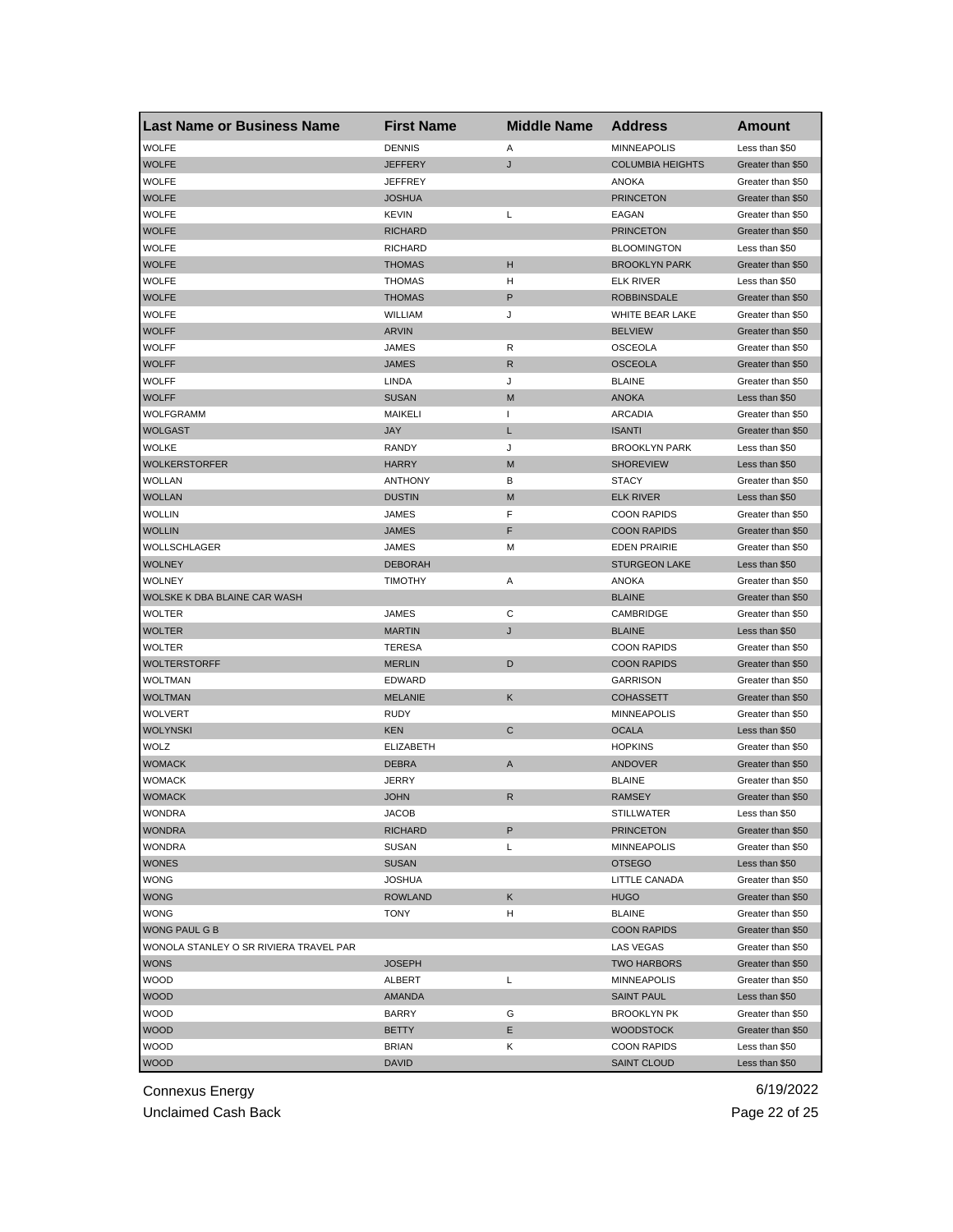| Last Name or Business Name | First Name | Middle Name | Address | Amount |
|---|---|---|---|---|
| WOLFE | DENNIS | A | MINNEAPOLIS | Less than $50 |
| WOLFE | JEFFERY | J | COLUMBIA HEIGHTS | Greater than $50 |
| WOLFE | JEFFREY | | ANOKA | Greater than $50 |
| WOLFE | JOSHUA | | PRINCETON | Greater than $50 |
| WOLFE | KEVIN | L | EAGAN | Greater than $50 |
| WOLFE | RICHARD | | PRINCETON | Greater than $50 |
| WOLFE | RICHARD | | BLOOMINGTON | Less than $50 |
| WOLFE | THOMAS | H | BROOKLYN PARK | Greater than $50 |
| WOLFE | THOMAS | H | ELK RIVER | Less than $50 |
| WOLFE | THOMAS | P | ROBBINSDALE | Greater than $50 |
| WOLFE | WILLIAM | J | WHITE BEAR LAKE | Greater than $50 |
| WOLFF | ARVIN | | BELVIEW | Greater than $50 |
| WOLFF | JAMES | R | OSCEOLA | Greater than $50 |
| WOLFF | JAMES | R | OSCEOLA | Greater than $50 |
| WOLFF | LINDA | J | BLAINE | Greater than $50 |
| WOLFF | SUSAN | M | ANOKA | Less than $50 |
| WOLFGRAMM | MAIKELI | I | ARCADIA | Greater than $50 |
| WOLGAST | JAY | L | ISANTI | Greater than $50 |
| WOLKE | RANDY | J | BROOKLYN PARK | Less than $50 |
| WOLKERSTORFER | HARRY | M | SHOREVIEW | Less than $50 |
| WOLLAN | ANTHONY | B | STACY | Greater than $50 |
| WOLLAN | DUSTIN | M | ELK RIVER | Less than $50 |
| WOLLIN | JAMES | F | COON RAPIDS | Greater than $50 |
| WOLLIN | JAMES | F | COON RAPIDS | Greater than $50 |
| WOLLSCHLAGER | JAMES | M | EDEN PRAIRIE | Greater than $50 |
| WOLNEY | DEBORAH | | STURGEON LAKE | Less than $50 |
| WOLNEY | TIMOTHY | A | ANOKA | Greater than $50 |
| WOLSKE K DBA BLAINE CAR WASH | | | BLAINE | Greater than $50 |
| WOLTER | JAMES | C | CAMBRIDGE | Greater than $50 |
| WOLTER | MARTIN | J | BLAINE | Less than $50 |
| WOLTER | TERESA | | COON RAPIDS | Greater than $50 |
| WOLTERSTORFF | MERLIN | D | COON RAPIDS | Greater than $50 |
| WOLTMAN | EDWARD | | GARRISON | Greater than $50 |
| WOLTMAN | MELANIE | K | COHASSETT | Greater than $50 |
| WOLVERT | RUDY | | MINNEAPOLIS | Greater than $50 |
| WOLYNSKI | KEN | C | OCALA | Less than $50 |
| WOLZ | ELIZABETH | | HOPKINS | Greater than $50 |
| WOMACK | DEBRA | A | ANDOVER | Greater than $50 |
| WOMACK | JERRY | | BLAINE | Greater than $50 |
| WOMACK | JOHN | R | RAMSEY | Greater than $50 |
| WONDRA | JACOB | | STILLWATER | Less than $50 |
| WONDRA | RICHARD | P | PRINCETON | Greater than $50 |
| WONDRA | SUSAN | L | MINNEAPOLIS | Greater than $50 |
| WONES | SUSAN | | OTSEGO | Less than $50 |
| WONG | JOSHUA | | LITTLE CANADA | Greater than $50 |
| WONG | ROWLAND | K | HUGO | Greater than $50 |
| WONG | TONY | H | BLAINE | Greater than $50 |
| WONG PAUL G B | | | COON RAPIDS | Greater than $50 |
| WONOLA STANLEY O SR RIVIERA TRAVEL PAR | | | LAS VEGAS | Greater than $50 |
| WONS | JOSEPH | | TWO HARBORS | Greater than $50 |
| WOOD | ALBERT | L | MINNEAPOLIS | Greater than $50 |
| WOOD | AMANDA | | SAINT PAUL | Less than $50 |
| WOOD | BARRY | G | BROOKLYN PK | Greater than $50 |
| WOOD | BETTY | E | WOODSTOCK | Greater than $50 |
| WOOD | BRIAN | K | COON RAPIDS | Less than $50 |
| WOOD | DAVID | | SAINT CLOUD | Less than $50 |

Connexus Energy
Unclaimed Cash Back

6/19/2022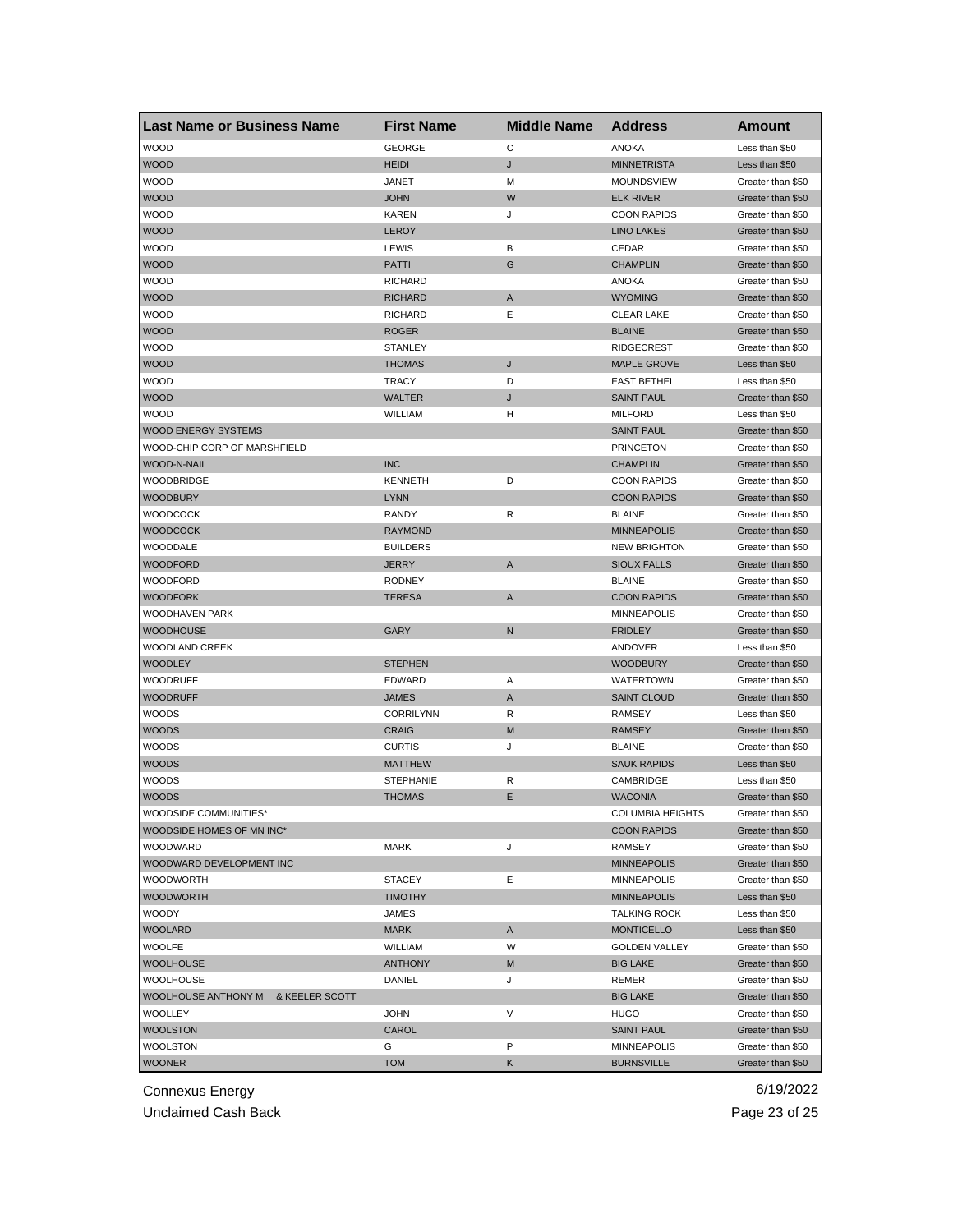| Last Name or Business Name | First Name | Middle Name | Address | Amount |
|---|---|---|---|---|
| WOOD | GEORGE | C | ANOKA | Less than $50 |
| WOOD | HEIDI | J | MINNETRISTA | Less than $50 |
| WOOD | JANET | M | MOUNDSVIEW | Greater than $50 |
| WOOD | JOHN | W | ELK RIVER | Greater than $50 |
| WOOD | KAREN | J | COON RAPIDS | Greater than $50 |
| WOOD | LEROY | | LINO LAKES | Greater than $50 |
| WOOD | LEWIS | B | CEDAR | Greater than $50 |
| WOOD | PATTI | G | CHAMPLIN | Greater than $50 |
| WOOD | RICHARD | | ANOKA | Greater than $50 |
| WOOD | RICHARD | A | WYOMING | Greater than $50 |
| WOOD | RICHARD | E | CLEAR LAKE | Greater than $50 |
| WOOD | ROGER | | BLAINE | Greater than $50 |
| WOOD | STANLEY | | RIDGECREST | Greater than $50 |
| WOOD | THOMAS | J | MAPLE GROVE | Less than $50 |
| WOOD | TRACY | D | EAST BETHEL | Less than $50 |
| WOOD | WALTER | J | SAINT PAUL | Greater than $50 |
| WOOD | WILLIAM | H | MILFORD | Less than $50 |
| WOOD ENERGY SYSTEMS | | | SAINT PAUL | Greater than $50 |
| WOOD-CHIP CORP OF MARSHFIELD | | | PRINCETON | Greater than $50 |
| WOOD-N-NAIL | INC | | CHAMPLIN | Greater than $50 |
| WOODBRIDGE | KENNETH | D | COON RAPIDS | Greater than $50 |
| WOODBURY | LYNN | | COON RAPIDS | Greater than $50 |
| WOODCOCK | RANDY | R | BLAINE | Greater than $50 |
| WOODCOCK | RAYMOND | | MINNEAPOLIS | Greater than $50 |
| WOODDALE | BUILDERS | | NEW BRIGHTON | Greater than $50 |
| WOODFORD | JERRY | A | SIOUX FALLS | Greater than $50 |
| WOODFORD | RODNEY | | BLAINE | Greater than $50 |
| WOODFORK | TERESA | A | COON RAPIDS | Greater than $50 |
| WOODHAVEN PARK | | | MINNEAPOLIS | Greater than $50 |
| WOODHOUSE | GARY | N | FRIDLEY | Greater than $50 |
| WOODLAND CREEK | | | ANDOVER | Less than $50 |
| WOODLEY | STEPHEN | | WOODBURY | Greater than $50 |
| WOODRUFF | EDWARD | A | WATERTOWN | Greater than $50 |
| WOODRUFF | JAMES | A | SAINT CLOUD | Greater than $50 |
| WOODS | CORRILYNN | R | RAMSEY | Less than $50 |
| WOODS | CRAIG | M | RAMSEY | Greater than $50 |
| WOODS | CURTIS | J | BLAINE | Greater than $50 |
| WOODS | MATTHEW | | SAUK RAPIDS | Less than $50 |
| WOODS | STEPHANIE | R | CAMBRIDGE | Less than $50 |
| WOODS | THOMAS | E | WACONIA | Greater than $50 |
| WOODSIDE COMMUNITIES* | | | COLUMBIA HEIGHTS | Greater than $50 |
| WOODSIDE HOMES OF MN INC* | | | COON RAPIDS | Greater than $50 |
| WOODWARD | MARK | J | RAMSEY | Greater than $50 |
| WOODWARD DEVELOPMENT INC | | | MINNEAPOLIS | Greater than $50 |
| WOODWORTH | STACEY | E | MINNEAPOLIS | Greater than $50 |
| WOODWORTH | TIMOTHY | | MINNEAPOLIS | Less than $50 |
| WOODY | JAMES | | TALKING ROCK | Less than $50 |
| WOOLARD | MARK | A | MONTICELLO | Less than $50 |
| WOOLFE | WILLIAM | W | GOLDEN VALLEY | Greater than $50 |
| WOOLHOUSE | ANTHONY | M | BIG LAKE | Greater than $50 |
| WOOLHOUSE | DANIEL | J | REMER | Greater than $50 |
| WOOLHOUSE ANTHONY M & KEELER SCOTT | | | BIG LAKE | Greater than $50 |
| WOOLLEY | JOHN | V | HUGO | Greater than $50 |
| WOOLSTON | CAROL | | SAINT PAUL | Greater than $50 |
| WOOLSTON | G | P | MINNEAPOLIS | Greater than $50 |
| WOONER | TOM | K | BURNSVILLE | Greater than $50 |

Connexus Energy
Unclaimed Cash Back
6/19/2022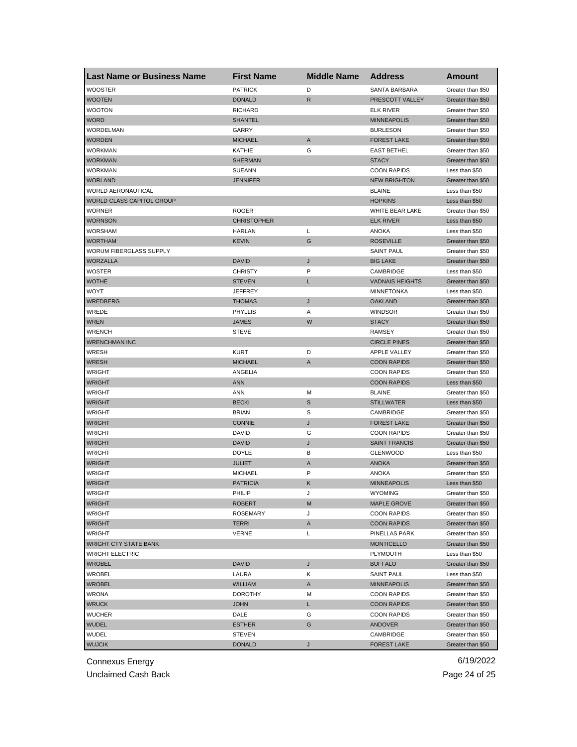| Last Name or Business Name | First Name | Middle Name | Address | Amount |
|---|---|---|---|---|
| WOOSTER | PATRICK | D | SANTA BARBARA | Greater than $50 |
| WOOTEN | DONALD | R | PRESCOTT VALLEY | Greater than $50 |
| WOOTON | RICHARD | | ELK RIVER | Greater than $50 |
| WORD | SHANTEL | | MINNEAPOLIS | Greater than $50 |
| WORDELMAN | GARRY | | BURLESON | Greater than $50 |
| WORDEN | MICHAEL | A | FOREST LAKE | Greater than $50 |
| WORKMAN | KATHIE | G | EAST BETHEL | Greater than $50 |
| WORKMAN | SHERMAN | | STACY | Greater than $50 |
| WORKMAN | SUEANN | | COON RAPIDS | Less than $50 |
| WORLAND | JENNIFER | | NEW BRIGHTON | Greater than $50 |
| WORLD AERONAUTICAL | | | BLAINE | Less than $50 |
| WORLD CLASS CAPITOL GROUP | | | HOPKINS | Less than $50 |
| WORNER | ROGER | | WHITE BEAR LAKE | Greater than $50 |
| WORNSON | CHRISTOPHER | | ELK RIVER | Less than $50 |
| WORSHAM | HARLAN | L | ANOKA | Less than $50 |
| WORTHAM | KEVIN | G | ROSEVILLE | Greater than $50 |
| WORUM FIBERGLASS SUPPLY | | | SAINT PAUL | Greater than $50 |
| WORZALLA | DAVID | J | BIG LAKE | Greater than $50 |
| WOSTER | CHRISTY | P | CAMBRIDGE | Less than $50 |
| WOTHE | STEVEN | L | VADNAIS HEIGHTS | Greater than $50 |
| WOYT | JEFFREY | | MINNETONKA | Less than $50 |
| WREDBERG | THOMAS | J | OAKLAND | Greater than $50 |
| WREDE | PHYLLIS | A | WINDSOR | Greater than $50 |
| WREN | JAMES | W | STACY | Greater than $50 |
| WRENCH | STEVE | | RAMSEY | Greater than $50 |
| WRENCHMAN INC | | | CIRCLE PINES | Greater than $50 |
| WRESH | KURT | D | APPLE VALLEY | Greater than $50 |
| WRESH | MICHAEL | A | COON RAPIDS | Greater than $50 |
| WRIGHT | ANGELIA | | COON RAPIDS | Greater than $50 |
| WRIGHT | ANN | | COON RAPIDS | Less than $50 |
| WRIGHT | ANN | M | BLAINE | Greater than $50 |
| WRIGHT | BECKI | S | STILLWATER | Less than $50 |
| WRIGHT | BRIAN | S | CAMBRIDGE | Greater than $50 |
| WRIGHT | CONNIE | J | FOREST LAKE | Greater than $50 |
| WRIGHT | DAVID | G | COON RAPIDS | Greater than $50 |
| WRIGHT | DAVID | J | SAINT FRANCIS | Greater than $50 |
| WRIGHT | DOYLE | B | GLENWOOD | Less than $50 |
| WRIGHT | JULIET | A | ANOKA | Greater than $50 |
| WRIGHT | MICHAEL | P | ANOKA | Greater than $50 |
| WRIGHT | PATRICIA | K | MINNEAPOLIS | Less than $50 |
| WRIGHT | PHILIP | J | WYOMING | Greater than $50 |
| WRIGHT | ROBERT | M | MAPLE GROVE | Greater than $50 |
| WRIGHT | ROSEMARY | J | COON RAPIDS | Greater than $50 |
| WRIGHT | TERRI | A | COON RAPIDS | Greater than $50 |
| WRIGHT | VERNE | L | PINELLAS PARK | Greater than $50 |
| WRIGHT CTY STATE BANK | | | MONTICELLO | Greater than $50 |
| WRIGHT ELECTRIC | | | PLYMOUTH | Less than $50 |
| WROBEL | DAVID | J | BUFFALO | Greater than $50 |
| WROBEL | LAURA | K | SAINT PAUL | Less than $50 |
| WROBEL | WILLIAM | A | MINNEAPOLIS | Greater than $50 |
| WRONA | DOROTHY | M | COON RAPIDS | Greater than $50 |
| WRUCK | JOHN | L | COON RAPIDS | Greater than $50 |
| WUCHER | DALE | G | COON RAPIDS | Greater than $50 |
| WUDEL | ESTHER | G | ANDOVER | Greater than $50 |
| WUDEL | STEVEN | | CAMBRIDGE | Greater than $50 |
| WUJCIK | DONALD | J | FOREST LAKE | Greater than $50 |

Connexus Energy 6/19/2022

Unclaimed Cash Back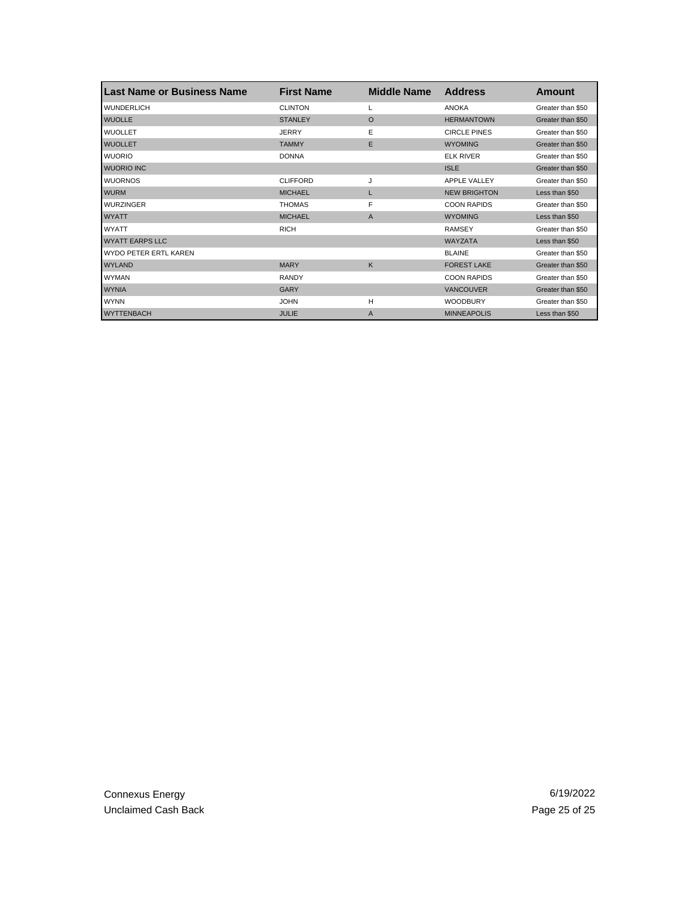| Last Name or Business Name | First Name | Middle Name | Address | Amount |
|---|---|---|---|---|
| WUNDERLICH | CLINTON | L | ANOKA | Greater than $50 |
| WUOLLE | STANLEY | O | HERMANTOWN | Greater than $50 |
| WUOLLET | JERRY | E | CIRCLE PINES | Greater than $50 |
| WUOLLET | TAMMY | E | WYOMING | Greater than $50 |
| WUORIO | DONNA | | ELK RIVER | Greater than $50 |
| WUORIO INC | | | ISLE | Greater than $50 |
| WUORNOS | CLIFFORD | J | APPLE VALLEY | Greater than $50 |
| WURM | MICHAEL | L | NEW BRIGHTON | Less than $50 |
| WURZINGER | THOMAS | F | COON RAPIDS | Greater than $50 |
| WYATT | MICHAEL | A | WYOMING | Less than $50 |
| WYATT | RICH | | RAMSEY | Greater than $50 |
| WYATT EARPS LLC | | | WAYZATA | Less than $50 |
| WYDO PETER ERTL KAREN | | | BLAINE | Greater than $50 |
| WYLAND | MARY | K | FOREST LAKE | Greater than $50 |
| WYMAN | RANDY | | COON RAPIDS | Greater than $50 |
| WYNIA | GARY | | VANCOUVER | Greater than $50 |
| WYNN | JOHN | H | WOODBURY | Greater than $50 |
| WYTTENBACH | JULIE | A | MINNEAPOLIS | Less than $50 |